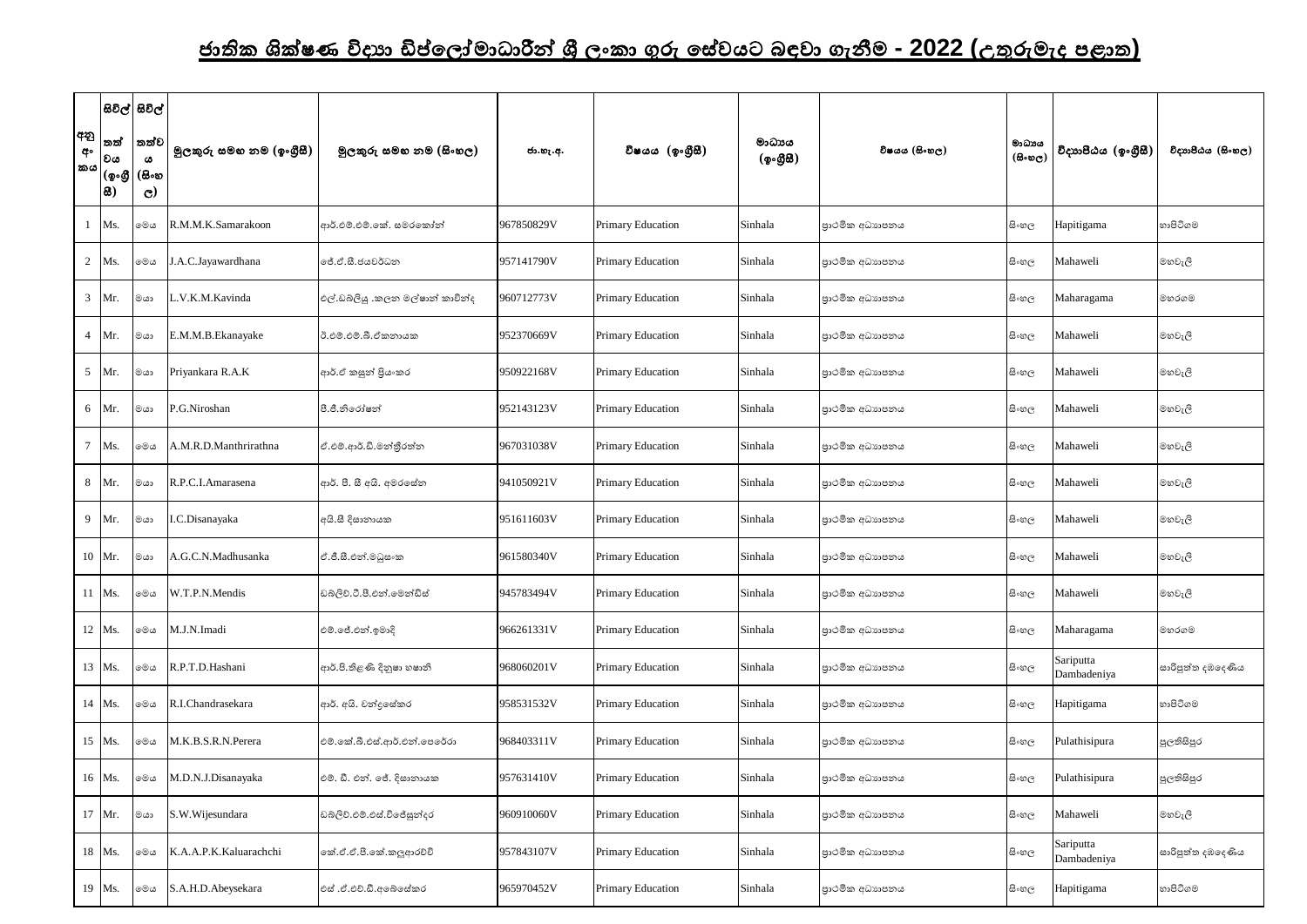# ජාතික ශික්ෂණ විද්‍යා ඩිප්ලෝමාධාරීන් ශ්‍රී ලංකා ගුරු සේවයට බඳවා ගැනීම - 2022 (උතුරුමැද පළාත)

| අනු අංකය | සිවිල් තත්වය (ඉංග්‍රීසි) | සිවිල් තත්වය (සිංහල) | මුලකුරු සමඟ නම (ඉංග්‍රීසි) | මුලකුරු සමඟ නම (සිංහල) | ජා.හැ.අ. | විෂයය (ඉංග්‍රීසි) | මාධ්‍යය (ඉංග්‍රීසි) | විෂයය (සිංහල) | මාධ්‍යය (සිංහල) | විද්‍යාපීඨය (ඉංග්‍රීසි) | විද්‍යාපීඨය (සිංහල) |
|---|---|---|---|---|---|---|---|---|---|---|---|
| 1 | Ms. | මෙය | R.M.M.K.Samarakoon | ආර්.එම්.එම්.කේ. සමරකෝන් | 967850829V | Primary Education | Sinhala | ප්‍රාථමික අධ්‍යාපනය | සිංහල | Hapitigama | හාපිටිගම |
| 2 | Ms. | මෙය | J.A.C.Jayawardhana | ජේ.ඒ.සී.ජයවර්ධන | 957141790V | Primary Education | Sinhala | ප්‍රාථමික අධ්‍යාපනය | සිංහල | Mahaweli | මහවැලි |
| 3 | Mr. | මයා | L.V.K.M.Kavinda | එල්.ඩබ්ලියු .කලන මල්ෂාන් කාවින්ද | 960712773V | Primary Education | Sinhala | ප්‍රාථමික අධ්‍යාපනය | සිංහල | Maharagama | මහරගම |
| 4 | Mr. | මයා | E.M.M.B.Ekanayake | ඊ.එම්.එම්.බී.ඒකනායක | 952370669V | Primary Education | Sinhala | ප්‍රාථමික අධ්‍යාපනය | සිංහල | Mahaweli | මහවැලි |
| 5 | Mr. | මයා | Priyankara R.A.K | ආර්.ඒ කසුන් ප්‍රියංකර | 950922168V | Primary Education | Sinhala | ප්‍රාථමික අධ්‍යාපනය | සිංහල | Mahaweli | මහවැලි |
| 6 | Mr. | මයා | P.G.Niroshan | පී.ජී.නිරෝෂන් | 952143123V | Primary Education | Sinhala | ප්‍රාථමික අධ්‍යාපනය | සිංහල | Mahaweli | මහවැලි |
| 7 | Ms. | මෙය | A.M.R.D.Manthrirathna | ඒ.එම්.ආර්.ඩී.මන්ත්‍රීරත්න | 967031038V | Primary Education | Sinhala | ප්‍රාථමික අධ්‍යාපනය | සිංහල | Mahaweli | මහවැලි |
| 8 | Mr. | මයා | R.P.C.I.Amarasena | ආර්. පී. සී අයි. අමරසේන | 941050921V | Primary Education | Sinhala | ප්‍රාථමික අධ්‍යාපනය | සිංහල | Mahaweli | මහවැලි |
| 9 | Mr. | මයා | I.C.Disanayaka | අයි.සී දිසානායක | 951611603V | Primary Education | Sinhala | ප්‍රාථමික අධ්‍යාපනය | සිංහල | Mahaweli | මහවැලි |
| 10 | Mr. | මයා | A.G.C.N.Madhusanka | ඒ.ජී.සී.එන්.මධුසංක | 961580340V | Primary Education | Sinhala | ප්‍රාථමික අධ්‍යාපනය | සිංහල | Mahaweli | මහවැලි |
| 11 | Ms. | මෙය | W.T.P.N.Mendis | ඩබ්ලිව්.ටී.පී.එන්.මෙන්ඩිස් | 945783494V | Primary Education | Sinhala | ප්‍රාථමික අධ්‍යාපනය | සිංහල | Mahaweli | මහවැලි |
| 12 | Ms. | මෙය | M.J.N.Imadi | එම්.ජේ.එන්.ඉමාදි | 966261331V | Primary Education | Sinhala | ප්‍රාථමික අධ්‍යාපනය | සිංහල | Maharagama | මහරගම |
| 13 | Ms. | මෙය | R.P.T.D.Hashani | ආර්.පී.තිළිණි දිනූෂා හෂානි | 968060201V | Primary Education | Sinhala | ප්‍රාථමික අධ්‍යාපනය | සිංහල | Sariputta Dambadeniya | සාරිපුත්ත දඹදෙණිය |
| 14 | Ms. | මෙය | R.I.Chandrasekara | ආර්. අයි. චන්ද්‍රසේකර | 958531532V | Primary Education | Sinhala | ප්‍රාථමික අධ්‍යාපනය | සිංහල | Hapitigama | හාපිටිගම |
| 15 | Ms. | මෙය | M.K.B.S.R.N.Perera | එම්.කේ.බී.එස්.ආර්.එන්.පෙරේරා | 968403311V | Primary Education | Sinhala | ප්‍රාථමික අධ්‍යාපනය | සිංහල | Pulathisipura | පුලතිසිපුර |
| 16 | Ms. | මෙය | M.D.N.J.Disanayaka | එම්. ඩී. එන්. ජේ. දිසානායක | 957631410V | Primary Education | Sinhala | ප්‍රාථමික අධ්‍යාපනය | සිංහල | Pulathisipura | පුලතිසිපුර |
| 17 | Mr. | මයා | S.W.Wijesundara | ඩබ්ලිව්.එම්.එස්.විජේසුන්දර | 960910060V | Primary Education | Sinhala | ප්‍රාථමික අධ්‍යාපනය | සිංහල | Mahaweli | මහවැලි |
| 18 | Ms. | මෙය | K.A.A.P.K.Kaluarachchi | කේ.ඒ.ඒ.පී.කේ.කලුආරච්චි | 957843107V | Primary Education | Sinhala | ප්‍රාථමික අධ්‍යාපනය | සිංහල | Sariputta Dambadeniya | සාරිපුත්ත දඹදෙණිය |
| 19 | Ms. | මෙය | S.A.H.D.Abeysekara | එස් .ඒ.එච්.ඩී.අබේසේකර | 965970452V | Primary Education | Sinhala | ප්‍රාථමික අධ්‍යාපනය | සිංහල | Hapitigama | හාපිටිගම |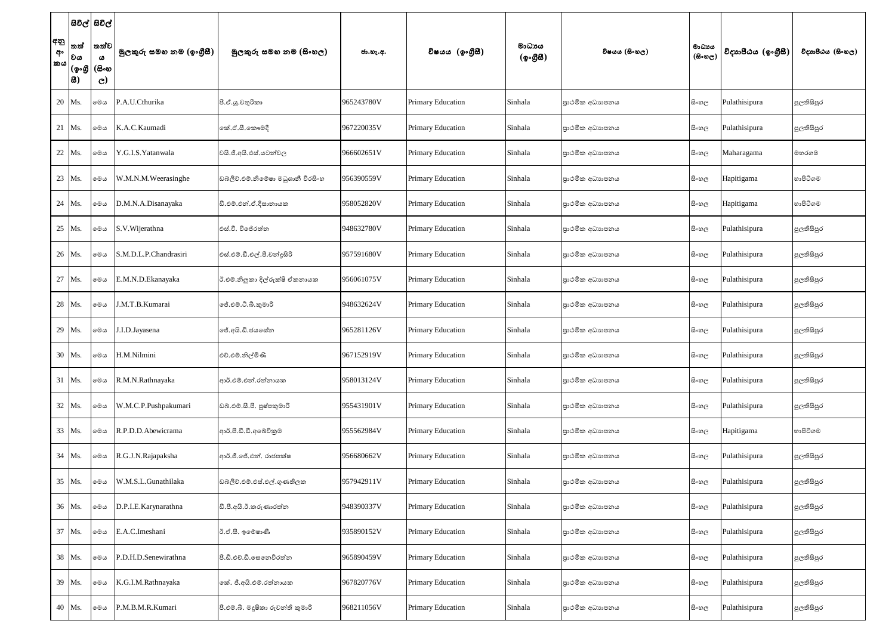| අනු අංකය | සිවිල් තත්වය (ඉංග්‍රීසි) | සිවිල් තත්වය (සිංහල) | මුලකුරු සමඟ නම (ඉංග්‍රීසි) | මුලකුරු සමඟ නම (සිංහල) | ජා.හැ.අ. | විෂයය (ඉංග්‍රීසි) | මාධ්‍යය (ඉංග්‍රීසි) | විෂයය (සිංහල) | මාධ්‍යය (සිංහල) | විද්‍යාපීඨය (ඉංග්‍රීසි) | විද්‍යාපීඨය (සිංහල) |
|---|---|---|---|---|---|---|---|---|---|---|---|
| 20 | Ms. | මෙය | P.A.U.Cthurika | පී.ඒ.යූ.චතුරිකා | 965243780V | Primary Education | Sinhala | ප්‍රාථමික අධ්‍යාපනය | සිංහල | Pulathisipura | පුලතිසිපුර |
| 21 | Ms. | මෙය | K.A.C.Kaumadi | කේ.ඒ.සී.කෞමදී | 967220035V | Primary Education | Sinhala | ප්‍රාථමික අධ්‍යාපනය | සිංහල | Pulathisipura | පුලතිසිපුර |
| 22 | Ms. | මෙය | Y.G.I.S.Yatanwala | වයි.ජී.අයි.එස්.යටන්වල | 966602651V | Primary Education | Sinhala | ප්‍රාථමික අධ්‍යාපනය | සිංහල | Maharagama | මහරගම |
| 23 | Ms. | මෙය | W.M.N.M.Weerasinghe | ඩබලිව්.එම්.නිමේෂා මධුශානී වීරසිංහ | 956390559V | Primary Education | Sinhala | ප්‍රාථමික අධ්‍යාපනය | සිංහල | Hapitigama | හාපිටිගම |
| 24 | Ms. | මෙය | D.M.N.A.Disanayaka | ඩී.එම්.එන්.ඒ.දිසානායක | 958052820V | Primary Education | Sinhala | ප්‍රාථමික අධ්‍යාපනය | සිංහල | Hapitigama | හාපිටිගම |
| 25 | Ms. | මෙය | S.V.Wijerathna | එස්.වී. විජේරත්න | 948632780V | Primary Education | Sinhala | ප්‍රාථමික අධ්‍යාපනය | සිංහල | Pulathisipura | පුලතිසිපුර |
| 26 | Ms. | මෙය | S.M.D.L.P.Chandrasiri | එස්.එම්.ඩී.එල්.පී.චන්ද්‍රසිරි | 957591680V | Primary Education | Sinhala | ප්‍රාථමික අධ්‍යාපනය | සිංහල | Pulathisipura | පුලතිසිපුර |
| 27 | Ms. | මෙය | E.M.N.D.Ekanayaka | ඊ.එම්.නිලූකා දිල්රුක්ෂි ඒකනායක | 956061075V | Primary Education | Sinhala | ප්‍රාථමික අධ්‍යාපනය | සිංහල | Pulathisipura | පුලතිසිපුර |
| 28 | Ms. | මෙය | J.M.T.B.Kumarai | ජේ.එම්.ටී.බී.කුමාරි | 948632624V | Primary Education | Sinhala | ප්‍රාථමික අධ්‍යාපනය | සිංහල | Pulathisipura | පුලතිසිපුර |
| 29 | Ms. | මෙය | J.I.D.Jayasena | ජේ.අයි.ඩී.ජයසේන | 965281126V | Primary Education | Sinhala | ප්‍රාථමික අධ්‍යාපනය | සිංහල | Pulathisipura | පුලතිසිපුර |
| 30 | Ms. | මෙය | H.M.Nilmini | එච්.එම්.නිල්මිණි | 967152919V | Primary Education | Sinhala | ප්‍රාථමික අධ්‍යාපනය | සිංහල | Pulathisipura | පුලතිසිපුර |
| 31 | Ms. | මෙය | R.M.N.Rathnayaka | ආර්.එම්.එන්.රත්නායක | 958013124V | Primary Education | Sinhala | ප්‍රාථමික අධ්‍යාපනය | සිංහල | Pulathisipura | පුලතිසිපුර |
| 32 | Ms. | මෙය | W.M.C.P.Pushpakumari | ඩබ්.එම්.සී.පී. පුෂ්පකුමාරි | 955431901V | Primary Education | Sinhala | ප්‍රාථමික අධ්‍යාපනය | සිංහල | Pulathisipura | පුලතිසිපුර |
| 33 | Ms. | මෙය | R.P.D.D.Abewicrama | ආර්.පී.ඩී.ඩී.අබේවික්‍රම | 955562984V | Primary Education | Sinhala | ප්‍රාථමික අධ්‍යාපනය | සිංහල | Hapitigama | හාපිටිගම |
| 34 | Ms. | මෙය | R.G.J.N.Rajapaksha | ආර්.ජී.ජේ.එන්. රාජපක්ෂ | 956680662V | Primary Education | Sinhala | ප්‍රාථමික අධ්‍යාපනය | සිංහල | Pulathisipura | පුලතිසිපුර |
| 35 | Ms. | මෙය | W.M.S.L.Gunathilaka | ඩබලිව්.එම්.එස්.එල්.ගුණතිලක | 957942911V | Primary Education | Sinhala | ප්‍රාථමික අධ්‍යාපනය | සිංහල | Pulathisipura | පුලතිසිපුර |
| 36 | Ms. | මෙය | D.P.I.E.Karynarathna | ඩී.පී.අයි.ඊ.කරුණාරත්න | 948390337V | Primary Education | Sinhala | ප්‍රාථමික අධ්‍යාපනය | සිංහල | Pulathisipura | පුලතිසිපුර |
| 37 | Ms. | මෙය | E.A.C.Imeshani | ඊ.ඒ.සී. ඉමේෂාණි | 935890152V | Primary Education | Sinhala | ප්‍රාථමික අධ්‍යාපනය | සිංහල | Pulathisipura | පුලතිසිපුර |
| 38 | Ms. | මෙය | P.D.H.D.Senewirathna | පී.ඩී.එච්.ඩී.සෙනෙවිරත්න | 965890459V | Primary Education | Sinhala | ප්‍රාථමික අධ්‍යාපනය | සිංහල | Pulathisipura | පුලතිසිපුර |
| 39 | Ms. | මෙය | K.G.I.M.Rathnayaka | කේ. ජී.අයි.එම්.රත්නායක | 967820776V | Primary Education | Sinhala | ප්‍රාථමික අධ්‍යාපනය | සිංහල | Pulathisipura | පුලතිසිපුර |
| 40 | Ms. | මෙය | P.M.B.M.R.Kumari | පී.එම්.බී. මදූෂිකා රුවන්ති කුමාරි | 968211056V | Primary Education | Sinhala | ප්‍රාථමික අධ්‍යාපනය | සිංහල | Pulathisipura | පුලතිසිපුර |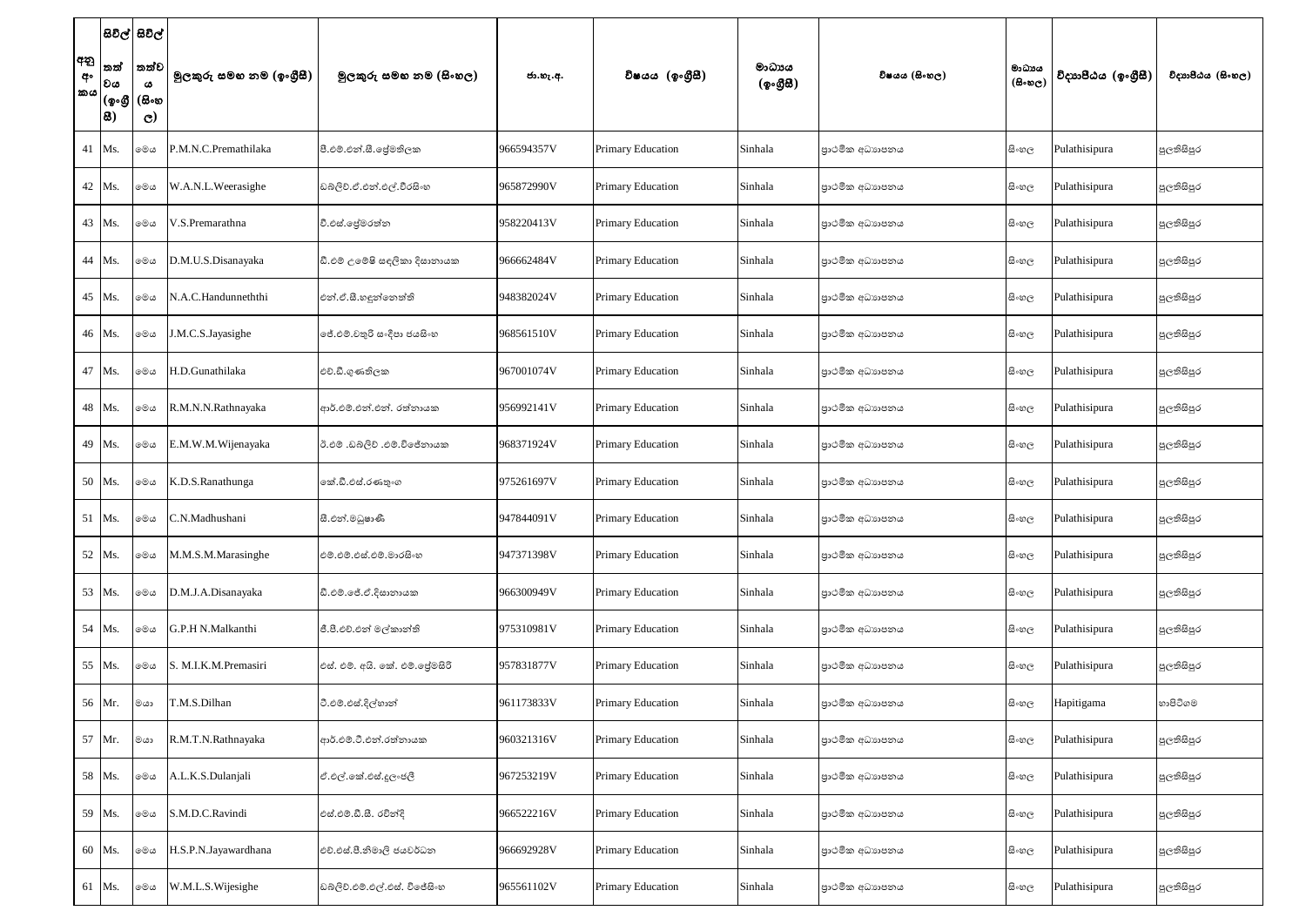| අනු අංකය | සිවිල් තත්වය (ඉංග්‍රීසි) | සිවිල් තත්වය (සිංහල) | මුලකුරු සමඟ නම (ඉංග්‍රීසි) | මුලකුරු සමඟ නම (සිංහල) | ජා.හැ.අ. | විෂයය (ඉංග්‍රීසි) | මාධ්‍යය (ඉංග්‍රීසි) | විෂයය (සිංහල) | මාධ්‍යය (සිංහල) | විද්‍යාපීඨය (ඉංග්‍රීසි) | විද්‍යාපීඨය (සිංහල) |
|---|---|---|---|---|---|---|---|---|---|---|---|
| 41 | Ms. | මෙය | P.M.N.C.Premathilaka | පී.එම්.එන්.සී.ප්‍රේමතිලක | 966594357V | Primary Education | Sinhala | ප්‍රාථමික අධ්‍යාපනය | සිංහල | Pulathisipura | පුලතිසිපුර |
| 42 | Ms. | මෙය | W.A.N.L.Weerasighe | ඩබ්ලිව්.ඒ.එන්.එල්.වීරසිංහ | 965872990V | Primary Education | Sinhala | ප්‍රාථමික අධ්‍යාපනය | සිංහල | Pulathisipura | පුලතිසිපුර |
| 43 | Ms. | මෙය | V.S.Premarathna | වී.එස්.ප්‍රේමරත්න | 958220413V | Primary Education | Sinhala | ප්‍රාථමික අධ්‍යාපනය | සිංහල | Pulathisipura | පුලතිසිපුර |
| 44 | Ms. | මෙය | D.M.U.S.Disanayaka | ඩී.එම් උමේෂි සඳලිකා දිසානායක | 966662484V | Primary Education | Sinhala | ප්‍රාථමික අධ්‍යාපනය | සිංහල | Pulathisipura | පුලතිසිපුර |
| 45 | Ms. | මෙය | N.A.C.Handunneththi | එන්.ඒ.සී.හඳුන්නෙත්ති | 948382024V | Primary Education | Sinhala | ප්‍රාථමික අධ්‍යාපනය | සිංහල | Pulathisipura | පුලතිසිපුර |
| 46 | Ms. | මෙය | J.M.C.S.Jayasighe | ජේ.එම්.චතුරි සංදීපා ජයසිංහ | 968561510V | Primary Education | Sinhala | ප්‍රාථමික අධ්‍යාපනය | සිංහල | Pulathisipura | පුලතිසිපුර |
| 47 | Ms. | මෙය | H.D.Gunathilaka | එච්.ඩී.ගුණතිලක | 967001074V | Primary Education | Sinhala | ප්‍රාථමික අධ්‍යාපනය | සිංහල | Pulathisipura | පුලතිසිපුර |
| 48 | Ms. | මෙය | R.M.N.N.Rathnayaka | ආර්.එම්.එන්.එන්. රත්නායක | 956992141V | Primary Education | Sinhala | ප්‍රාථමික අධ්‍යාපනය | සිංහල | Pulathisipura | පුලතිසිපුර |
| 49 | Ms. | මෙය | E.M.W.M.Wijenayaka | ඊ.එම් .ඩබ්ලිව් .එම්.විජේනායක | 968371924V | Primary Education | Sinhala | ප්‍රාථමික අධ්‍යාපනය | සිංහල | Pulathisipura | පුලතිසිපුර |
| 50 | Ms. | මෙය | K.D.S.Ranathunga | කේ.ඩී.එස්.රණතුංග | 975261697V | Primary Education | Sinhala | ප්‍රාථමික අධ්‍යාපනය | සිංහල | Pulathisipura | පුලතිසිපුර |
| 51 | Ms. | මෙය | C.N.Madhushani | සී.එන්.මධුෂාණි | 947844091V | Primary Education | Sinhala | ප්‍රාථමික අධ්‍යාපනය | සිංහල | Pulathisipura | පුලතිසිපුර |
| 52 | Ms. | මෙය | M.M.S.M.Marasinghe | එම්.එම්.එස්.එම්.මාරසිංහ | 947371398V | Primary Education | Sinhala | ප්‍රාථමික අධ්‍යාපනය | සිංහල | Pulathisipura | පුලතිසිපුර |
| 53 | Ms. | මෙය | D.M.J.A.Disanayaka | ඩී.එම්.ජේ.ඒ.දිසානායක | 966300949V | Primary Education | Sinhala | ප්‍රාථමික අධ්‍යාපනය | සිංහල | Pulathisipura | පුලතිසිපුර |
| 54 | Ms. | මෙය | G.P.H N.Malkanthi | ජී.පී.එච්.එන් මල්කාන්ති | 975310981V | Primary Education | Sinhala | ප්‍රාථමික අධ්‍යාපනය | සිංහල | Pulathisipura | පුලතිසිපුර |
| 55 | Ms. | මෙය | S. M.I.K.M.Premasiri | එස්. එම්. අයි. කේ. එම්.ප්‍රේමසිරි | 957831877V | Primary Education | Sinhala | ප්‍රාථමික අධ්‍යාපනය | සිංහල | Pulathisipura | පුලතිසිපුර |
| 56 | Mr. | මයා | T.M.S.Dilhan | ටී.එම්.එස්.දිල්හාන් | 961173833V | Primary Education | Sinhala | ප්‍රාථමික අධ්‍යාපනය | සිංහල | Hapitigama | හාපිටිගම |
| 57 | Mr. | මයා | R.M.T.N.Rathnayaka | ආර්.එම්.ටී.එන්.රත්නායක | 960321316V | Primary Education | Sinhala | ප්‍රාථමික අධ්‍යාපනය | සිංහල | Pulathisipura | පුලතිසිපුර |
| 58 | Ms. | මෙය | A.L.K.S.Dulanjali | ඒ.එල්.කේ.එස්.දුලංජලී | 967253219V | Primary Education | Sinhala | ප්‍රාථමික අධ්‍යාපනය | සිංහල | Pulathisipura | පුලතිසිපුර |
| 59 | Ms. | මෙය | S.M.D.C.Ravindi | එස්.එම්.ඩී.සී. රවීන්දි | 966522216V | Primary Education | Sinhala | ප්‍රාථමික අධ්‍යාපනය | සිංහල | Pulathisipura | පුලතිසිපුර |
| 60 | Ms. | මෙය | H.S.P.N.Jayawardhana | එච්.එස්.පී.නිමාලි ජයවර්ධන | 966692928V | Primary Education | Sinhala | ප්‍රාථමික අධ්‍යාපනය | සිංහල | Pulathisipura | පුලතිසිපුර |
| 61 | Ms. | මෙය | W.M.L.S.Wijesighe | ඩබ්ලිව්.එම්.එල්.එස්. විජේසිංහ | 965561102V | Primary Education | Sinhala | ප්‍රාථමික අධ්‍යාපනය | සිංහල | Pulathisipura | පුලතිසිපුර |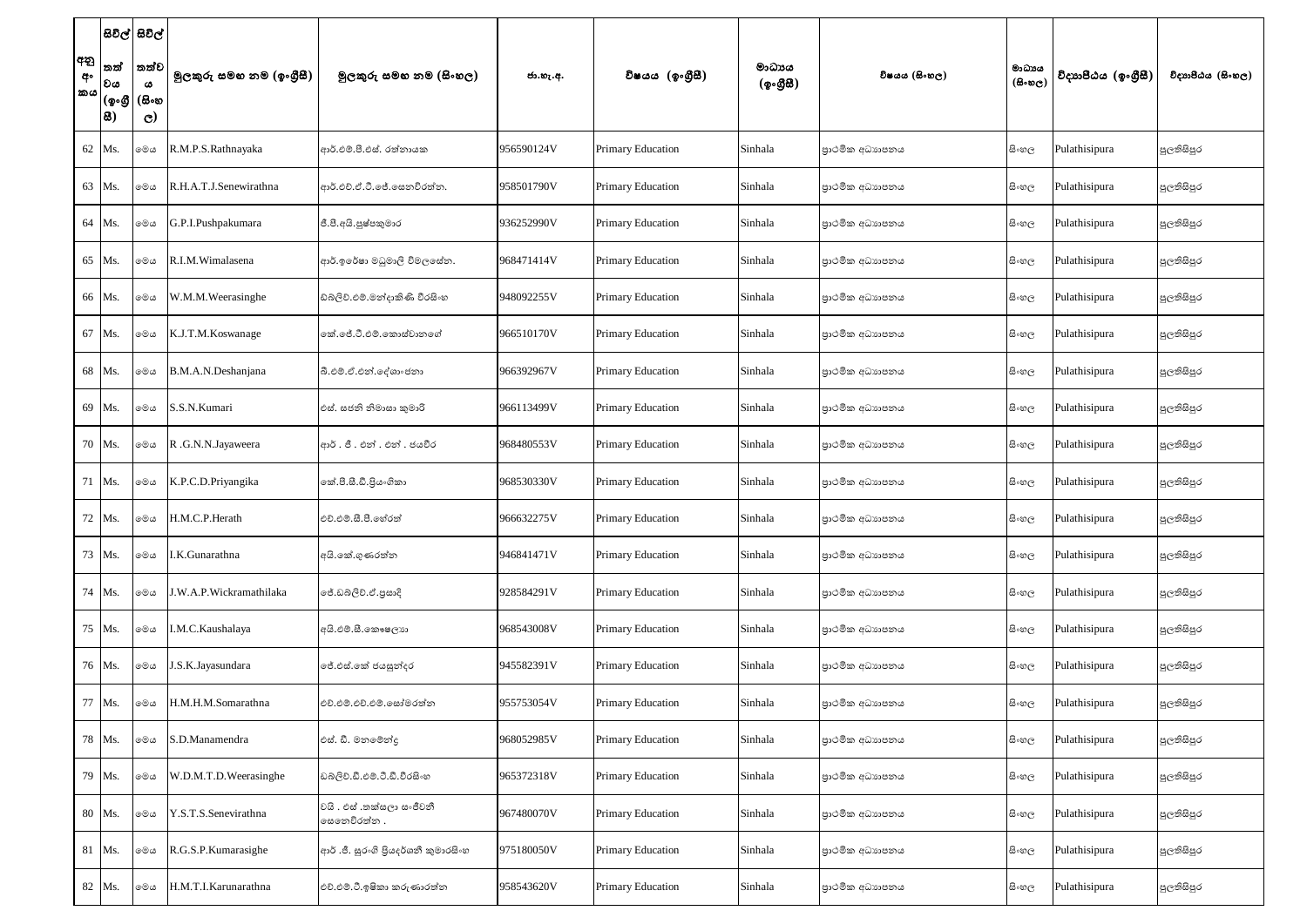| අනු අං කය | සිවිල් තත්වය (ඉංග්‍රීසි) | සිවිල් තත්වය (සිංහල) | මුලකුරු සමඟ නම (ඉංග්‍රීසි) | මුලකුරු සමඟ නම (සිංහල) | ජා.හැ.අ. | විෂයය (ඉංග්‍රීසි) | මාධ්‍යය (ඉංග්‍රීසි) | විෂයය (සිංහල) | මාධ්‍යය (සිංහල) | විද්‍යාපීඨය (ඉංග්‍රීසි) | විද්‍යාපීඨය (සිංහල) |
|---|---|---|---|---|---|---|---|---|---|---|---|
| 62 | Ms. | මෙය | R.M.P.S.Rathnayaka | ආර්.එම්.පී.එස්. රත්නායක | 956590124V | Primary Education | Sinhala | ප්‍රාථමික අධ්‍යාපනය | සිංහල | Pulathisipura | පුලතිසිපුර |
| 63 | Ms. | මෙය | R.H.A.T.J.Senewirathna | ආර්.එච්.ඒ.ටී.ජේ.සෙනවිරත්න. | 958501790V | Primary Education | Sinhala | ප්‍රාථමික අධ්‍යාපනය | සිංහල | Pulathisipura | පුලතිසිපුර |
| 64 | Ms. | මෙය | G.P.I.Pushpakumara | ජී.පී.අයි.පුෂ්පකුමාර | 936252990V | Primary Education | Sinhala | ප්‍රාථමික අධ්‍යාපනය | සිංහල | Pulathisipura | පුලතිසිපුර |
| 65 | Ms. | මෙය | R.I.M.Wimalasena | ආර්.ඉරේෂා මධුමාලි විමලසේන. | 968471414V | Primary Education | Sinhala | ප්‍රාථමික අධ්‍යාපනය | සිංහල | Pulathisipura | පුලතිසිපුර |
| 66 | Ms. | මෙය | W.M.M.Weerasinghe | ඩබ්ලිව්.එම්.මන්දාකිණි වීරසිංහ | 948092255V | Primary Education | Sinhala | ප්‍රාථමික අධ්‍යාපනය | සිංහල | Pulathisipura | පුලතිසිපුර |
| 67 | Ms. | මෙය | K.J.T.M.Koswanage | කේ.ජේ.ටී.එම්.කොස්වානගේ | 966510170V | Primary Education | Sinhala | ප්‍රාථමික අධ්‍යාපනය | සිංහල | Pulathisipura | පුලතිසිපුර |
| 68 | Ms. | මෙය | B.M.A.N.Deshanjana | බී.එම්.ඒ.එන්.දේශාංජනා | 966392967V | Primary Education | Sinhala | ප්‍රාථමික අධ්‍යාපනය | සිංහල | Pulathisipura | පුලතිසිපුර |
| 69 | Ms. | මෙය | S.S.N.Kumari | එස්. සජනි නිමාසා කුමාරි | 966113499V | Primary Education | Sinhala | ප්‍රාථමික අධ්‍යාපනය | සිංහල | Pulathisipura | පුලතිසිපුර |
| 70 | Ms. | මෙය | R .G.N.N.Jayaweera | ආර් . ජී . එන් . එන් . ජයවීර | 968480553V | Primary Education | Sinhala | ප්‍රාථමික අධ්‍යාපනය | සිංහල | Pulathisipura | පුලතිසිපුර |
| 71 | Ms. | මෙය | K.P.C.D.Priyangika | කේ.පී.සී.ඩී.ප්‍රියංගිකා | 968530330V | Primary Education | Sinhala | ප්‍රාථමික අධ්‍යාපනය | සිංහල | Pulathisipura | පුලතිසිපුර |
| 72 | Ms. | මෙය | H.M.C.P.Herath | එච්.එම්.සී.පී.හේරත් | 966632275V | Primary Education | Sinhala | ප්‍රාථමික අධ්‍යාපනය | සිංහල | Pulathisipura | පුලතිසිපුර |
| 73 | Ms. | මෙය | I.K.Gunarathna | අයි.කේ.ගුණරත්න | 946841471V | Primary Education | Sinhala | ප්‍රාථමික අධ්‍යාපනය | සිංහල | Pulathisipura | පුලතිසිපුර |
| 74 | Ms. | මෙය | J.W.A.P.Wickramathilaka | ජේ.ඩබ්ලිව්.ඒ.ප්‍රසාදි | 928584291V | Primary Education | Sinhala | ප්‍රාථමික අධ්‍යාපනය | සිංහල | Pulathisipura | පුලතිසිපුර |
| 75 | Ms. | මෙය | I.M.C.Kaushalaya | අයි.එම්.සී.කෞෂල්‍යා | 968543008V | Primary Education | Sinhala | ප්‍රාථමික අධ්‍යාපනය | සිංහල | Pulathisipura | පුලතිසිපුර |
| 76 | Ms. | මෙය | J.S.K.Jayasundara | ජේ.එස්.කේ ජයසුන්දර | 945582391V | Primary Education | Sinhala | ප්‍රාථමික අධ්‍යාපනය | සිංහල | Pulathisipura | පුලතිසිපුර |
| 77 | Ms. | මෙය | H.M.H.M.Somarathna | එච්.එම්.එච්.එම්.සෝමරත්න | 955753054V | Primary Education | Sinhala | ප්‍රාථමික අධ්‍යාපනය | සිංහල | Pulathisipura | පුලතිසිපුර |
| 78 | Ms. | මෙය | S.D.Manamendra | එස්. ඩී. මනමේන්ද්‍ර | 968052985V | Primary Education | Sinhala | ප්‍රාථමික අධ්‍යාපනය | සිංහල | Pulathisipura | පුලතිසිපුර |
| 79 | Ms. | මෙය | W.D.M.T.D.Weerasinghe | ඩබ්ලිව්.ඩී.එම්.ටී.ඩී.වීරසිංහ | 965372318V | Primary Education | Sinhala | ප්‍රාථමික අධ්‍යාපනය | සිංහල | Pulathisipura | පුලතිසිපුර |
| 80 | Ms. | මෙය | Y.S.T.S.Senevirathna | වයි . එස් .තක්සලා සංජීවනී සෙනෙවිරත්න . | 967480070V | Primary Education | Sinhala | ප්‍රාථමික අධ්‍යාපනය | සිංහල | Pulathisipura | පුලතිසිපුර |
| 81 | Ms. | මෙය | R.G.S.P.Kumarasighe | ආර් .ජී. සුරංගි ප්‍රියදර්ශනී කුමාරසිංහ | 975180050V | Primary Education | Sinhala | ප්‍රාථමික අධ්‍යාපනය | සිංහල | Pulathisipura | පුලතිසිපුර |
| 82 | Ms. | මෙය | H.M.T.I.Karunarathna | එච්.එම්.ටී.ඉෂිකා කරුණාරත්න | 958543620V | Primary Education | Sinhala | ප්‍රාථමික අධ්‍යාපනය | සිංහල | Pulathisipura | පුලතිසිපුර |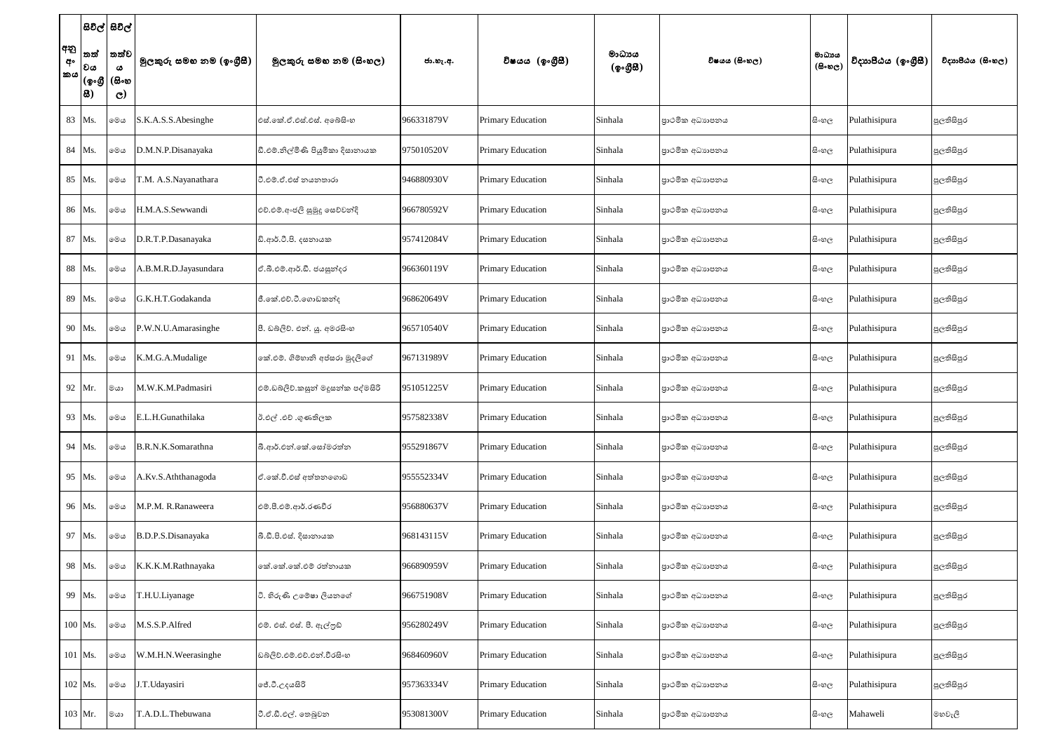| අනු අංකය | සිවිල් තත්වය (ඉංග්‍රීසි) | සිවිල් තත්වය (සිංහල) | මුලකුරු සමඟ නම (ඉංග්‍රීසි) | මුලකුරු සමඟ නම (සිංහල) | ජා.හැ.අ. | විෂයය (ඉංග්‍රීසි) | මාධ්‍යය (ඉංග්‍රීසි) | විෂයය (සිංහල) | මාධ්‍යය (සිංහල) | විද්‍යාපීඨය (ඉංග්‍රීසි) | විද්‍යාපීඨය (සිංහල) |
|---|---|---|---|---|---|---|---|---|---|---|---|
| 83 | Ms. | මෙය | S.K.A.S.S.Abesinghe | එස්.කේ.ඒ.එස්.එස්. අබේසිංහ | 966331879V | Primary Education | Sinhala | ප්‍රාථමික අධ්‍යාපනය | සිංහල | Pulathisipura | පුලතිසිපුර |
| 84 | Ms. | මෙය | D.M.N.P.Disanayaka | ඩී.එම්.නිල්මිණි පියුමිකා දිසානායක | 975010520V | Primary Education | Sinhala | ප්‍රාථමික අධ්‍යාපනය | සිංහල | Pulathisipura | පුලතිසිපුර |
| 85 | Ms. | මෙය | T.M. A.S.Nayanathara | ටී.එම්.ඒ.එස් නයනතාරා | 946880930V | Primary Education | Sinhala | ප්‍රාථමික අධ්‍යාපනය | සිංහල | Pulathisipura | පුලතිසිපුර |
| 86 | Ms. | මෙය | H.M.A.S.Sewwandi | එච්.එම්.අංජලි සුමුදු සෙව්වන්දි | 966780592V | Primary Education | Sinhala | ප්‍රාථමික අධ්‍යාපනය | සිංහල | Pulathisipura | පුලතිසිපුර |
| 87 | Ms. | මෙය | D.R.T.P.Dasanayaka | ඩී.ආර්.ටී.පී. දසනායක | 957412084V | Primary Education | Sinhala | ප්‍රාථමික අධ්‍යාපනය | සිංහල | Pulathisipura | පුලතිසිපුර |
| 88 | Ms. | මෙය | A.B.M.R.D.Jayasundara | ඒ.බී.එම්.ආර්.ඩී. ජයසුන්දර | 966360119V | Primary Education | Sinhala | ප්‍රාථමික අධ්‍යාපනය | සිංහල | Pulathisipura | පුලතිසිපුර |
| 89 | Ms. | මෙය | G.K.H.T.Godakanda | ජී.කේ.එච්.ටී.ගොඩකන්ද | 968620649V | Primary Education | Sinhala | ප්‍රාථමික අධ්‍යාපනය | සිංහල | Pulathisipura | පුලතිසිපුර |
| 90 | Ms. | මෙය | P.W.N.U.Amarasinghe | පී. ඩබ්ලිව්. එන්. යූ. අමරසිංහ | 965710540V | Primary Education | Sinhala | ප්‍රාථමික අධ්‍යාපනය | සිංහල | Pulathisipura | පුලතිසිපුර |
| 91 | Ms. | මෙය | K.M.G.A.Mudalige | කේ.එම්. ගිම්හානි අප්සරා මුදලිගේ | 967131989V | Primary Education | Sinhala | ප්‍රාථමික අධ්‍යාපනය | සිංහල | Pulathisipura | පුලතිසිපුර |
| 92 | Mr. | මයා | M.W.K.M.Padmasiri | එම්.ඩබ්ලිව්.කසුන් මදුසන්ක පද්මසිරි | 951051225V | Primary Education | Sinhala | ප්‍රාථමික අධ්‍යාපනය | සිංහල | Pulathisipura | පුලතිසිපුර |
| 93 | Ms. | මෙය | E.L.H.Gunathilaka | ඊ.එල් .එච් .ගුණතිලක | 957582338V | Primary Education | Sinhala | ප්‍රාථමික අධ්‍යාපනය | සිංහල | Pulathisipura | පුලතිසිපුර |
| 94 | Ms. | මෙය | B.R.N.K.Somarathna | බී.ආර්.එන්.කේ.සෝමරත්න | 955291867V | Primary Education | Sinhala | ප්‍රාථමික අධ්‍යාපනය | සිංහල | Pulathisipura | පුලතිසිපුර |
| 95 | Ms. | මෙය | A.Kv.S.Aththanagoda | ඒ.කේ.වී.එස් අත්තනගොඩ | 955552334V | Primary Education | Sinhala | ප්‍රාථමික අධ්‍යාපනය | සිංහල | Pulathisipura | පුලතිසිපුර |
| 96 | Ms. | මෙය | M.P.M. R.Ranaweera | එම්.පී.එම්.ආර්.රණවීර | 956880637V | Primary Education | Sinhala | ප්‍රාථමික අධ්‍යාපනය | සිංහල | Pulathisipura | පුලතිසිපුර |
| 97 | Ms. | මෙය | B.D.P.S.Disanayaka | බී.ඩී.පී.එස්. දිසානායක | 968143115V | Primary Education | Sinhala | ප්‍රාථමික අධ්‍යාපනය | සිංහල | Pulathisipura | පුලතිසිපුර |
| 98 | Ms. | මෙය | K.K.K.M.Rathnayaka | කේ.කේ.කේ.එම් රත්නායක | 966890959V | Primary Education | Sinhala | ප්‍රාථමික අධ්‍යාපනය | සිංහල | Pulathisipura | පුලතිසිපුර |
| 99 | Ms. | මෙය | T.H.U.Liyanage | ටී. හිරුණි උමේෂා ලියනගේ | 966751908V | Primary Education | Sinhala | ප්‍රාථමික අධ්‍යාපනය | සිංහල | Pulathisipura | පුලතිසිපුර |
| 100 | Ms. | මෙය | M.S.S.P.Alfred | එම්. එස්. එස්. පී. ඇල්ෆ්‍රඩ් | 956280249V | Primary Education | Sinhala | ප්‍රාථමික අධ්‍යාපනය | සිංහල | Pulathisipura | පුලතිසිපුර |
| 101 | Ms. | මෙය | W.M.H.N.Weerasinghe | ඩබ්ලිව්.එම්.එච්.එන්.වීරසිංහ | 968460960V | Primary Education | Sinhala | ප්‍රාථමික අධ්‍යාපනය | සිංහල | Pulathisipura | පුලතිසිපුර |
| 102 | Ms. | මෙය | J.T.Udayasiri | ජේ.ටී.උදයසිරි | 957363334V | Primary Education | Sinhala | ප්‍රාථමික අධ්‍යාපනය | සිංහල | Pulathisipura | පුලතිසිපුර |
| 103 | Mr. | මයා | T.A.D.L.Thebuwana | ටී.ඒ.ඩී.එල්. තෙබුවන | 953081300V | Primary Education | Sinhala | ප්‍රාථමික අධ්‍යාපනය | සිංහල | Mahaweli | මහවැලි |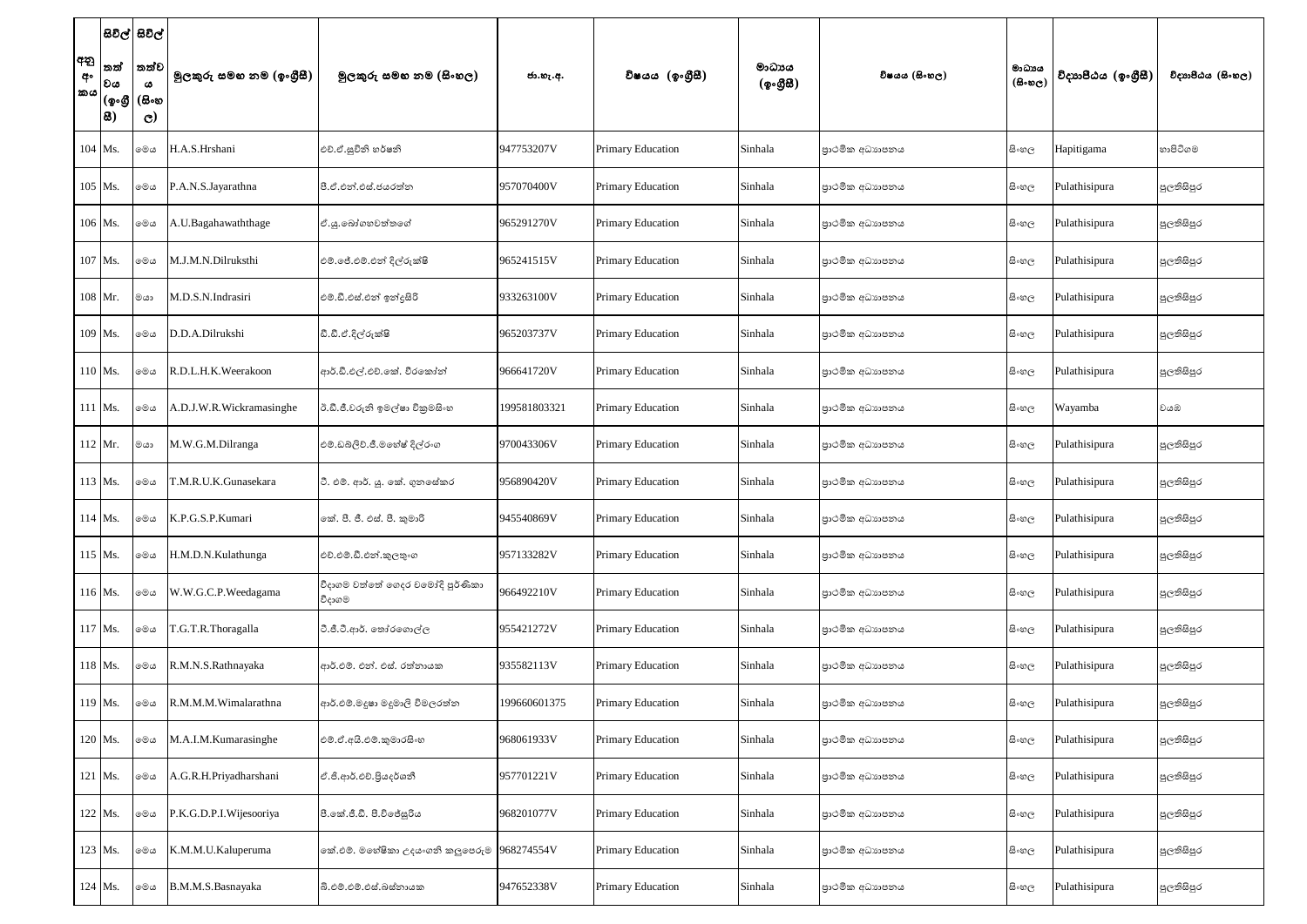| අනු අංකය | සිවිල් තත්වය (ඉංග්‍රීසි) | සිවිල් තත්වය (සිංහල) | මුලකුරු සමඟ නම (ඉංග්‍රීසි) | මුලකුරු සමඟ නම (සිංහල) | ජා.හැ.අ. | විෂයය (ඉංග්‍රීසි) | මාධ්‍යය (ඉංග්‍රීසි) | විෂයය (සිංහල) | මාධ්‍යය (සිංහල) | විද්‍යාපීඨය (ඉංග්‍රීසි) | විද්‍යාපීඨය (සිංහල) |
|---|---|---|---|---|---|---|---|---|---|---|---|
| 104 | Ms. | මෙය | H.A.S.Hrshani | එච්.ඒ.සුචිනි හර්ෂනි | 947753207V | Primary Education | Sinhala | ප්‍රාථමික අධ්‍යාපනය | සිංහල | Hapitigama | හාපිටිගම |
| 105 | Ms. | මෙය | P.A.N.S.Jayarathna | පී.ඒ.එන්.එස්.ජයරත්න | 957070400V | Primary Education | Sinhala | ප්‍රාථමික අධ්‍යාපනය | සිංහල | Pulathisipura | පුලතිසිපුර |
| 106 | Ms. | මෙය | A.U.Bagahawaththage | ඒ.යූ.බෝගහවත්තගේ | 965291270V | Primary Education | Sinhala | ප්‍රාථමික අධ්‍යාපනය | සිංහල | Pulathisipura | පුලතිසිපුර |
| 107 | Ms. | මෙය | M.J.M.N.Dilruksthi | එම්.ජේ.එම්.එන් දිල්රුක්ෂි | 965241515V | Primary Education | Sinhala | ප්‍රාථමික අධ්‍යාපනය | සිංහල | Pulathisipura | පුලතිසිපුර |
| 108 | Mr. | මයා | M.D.S.N.Indrasiri | එම්.ඩී.එස්.එන් ඉන්ද්‍රසිරි | 933263100V | Primary Education | Sinhala | ප්‍රාථමික අධ්‍යාපනය | සිංහල | Pulathisipura | පුලතිසිපුර |
| 109 | Ms. | මෙය | D.D.A.Dilrukshi | ඩී.ඩී.ඒ.දිල්රුක්ෂි | 965203737V | Primary Education | Sinhala | ප්‍රාථමික අධ්‍යාපනය | සිංහල | Pulathisipura | පුලතිසිපුර |
| 110 | Ms. | මෙය | R.D.L.H.K.Weerakoon | ආර්.ඩී.එල්.එච්.කේ. වීරකෝන් | 966641720V | Primary Education | Sinhala | ප්‍රාථමික අධ්‍යාපනය | සිංහල | Pulathisipura | පුලතිසිපුර |
| 111 | Ms. | මෙය | A.D.J.W.R.Wickramasinghe | ඊ.ඩී.ජී.වරුනි ඉමල්ෂා වික්‍රමසිංහ | 199581803321 | Primary Education | Sinhala | ප්‍රාථමික අධ්‍යාපනය | සිංහල | Wayamba | වයඹ |
| 112 | Mr. | මයා | M.W.G.M.Dilranga | එම්.ඩබ්ලිව්.ජී.මහේෂ් දිල්රංග | 970043306V | Primary Education | Sinhala | ප්‍රාථමික අධ්‍යාපනය | සිංහල | Pulathisipura | පුලතිසිපුර |
| 113 | Ms. | මෙය | T.M.R.U.K.Gunasekara | ටී. එම්. ආර්. යූ. කේ. ගුනසේකර | 956890420V | Primary Education | Sinhala | ප්‍රාථමික අධ්‍යාපනය | සිංහල | Pulathisipura | පුලතිසිපුර |
| 114 | Ms. | මෙය | K.P.G.S.P.Kumari | කේ. පී. ජී. එස්. පී. කුමාරි | 945540869V | Primary Education | Sinhala | ප්‍රාථමික අධ්‍යාපනය | සිංහල | Pulathisipura | පුලතිසිපුර |
| 115 | Ms. | මෙය | H.M.D.N.Kulathunga | එච්.එම්.ඩී.එන්.කුලතුංග | 957133282V | Primary Education | Sinhala | ප්‍රාථමික අධ්‍යාපනය | සිංහල | Pulathisipura | පුලතිසිපුර |
| 116 | Ms. | මෙය | W.W.G.C.P.Weedagama | වීදගම වත්තේ ගෙදර චමෝදි පූර්ණිකා වීදගම | 966492210V | Primary Education | Sinhala | ප්‍රාථමික අධ්‍යාපනය | සිංහල | Pulathisipura | පුලතිසිපුර |
| 117 | Ms. | මෙය | T.G.T.R.Thoragalla | ටී.ජී.ටී.ආර්. තෝරගොල්ල | 955421272V | Primary Education | Sinhala | ප්‍රාථමික අධ්‍යාපනය | සිංහල | Pulathisipura | පුලතිසිපුර |
| 118 | Ms. | මෙය | R.M.N.S.Rathnayaka | ආර්.එම්. එන්. එස්. රත්නායක | 935582113V | Primary Education | Sinhala | ප්‍රාථමික අධ්‍යාපනය | සිංහල | Pulathisipura | පුලතිසිපුර |
| 119 | Ms. | මෙය | R.M.M.M.Wimalarathna | ආර්.එම්.මදූෂා මදුමාලි විමලරත්න | 199660601375 | Primary Education | Sinhala | ප්‍රාථමික අධ්‍යාපනය | සිංහල | Pulathisipura | පුලතිසිපුර |
| 120 | Ms. | මෙය | M.A.I.M.Kumarasinghe | එම්.ඒ.අයි.එම්.කුමාරසිංහ | 968061933V | Primary Education | Sinhala | ප්‍රාථමික අධ්‍යාපනය | සිංහල | Pulathisipura | පුලතිසිපුර |
| 121 | Ms. | මෙය | A.G.R.H.Priyadharshani | ඒ.ජී.ආර්.එච්.ප්‍රියදර්ශනී | 957701221V | Primary Education | Sinhala | ප්‍රාථමික අධ්‍යාපනය | සිංහල | Pulathisipura | පුලතිසිපුර |
| 122 | Ms. | මෙය | P.K.G.D.P.I.Wijesooriya | පී.කේ.ජී.ඩී. පී.විජේසූරිය | 968201077V | Primary Education | Sinhala | ප්‍රාථමික අධ්‍යාපනය | සිංහල | Pulathisipura | පුලතිසිපුර |
| 123 | Ms. | මෙය | K.M.M.U.Kaluperuma | කේ.එම්. මහේෂිකා උදයංගනී කලුපෙරුම | 968274554V | Primary Education | Sinhala | ප්‍රාථමික අධ්‍යාපනය | සිංහල | Pulathisipura | පුලතිසිපුර |
| 124 | Ms. | මෙය | B.M.M.S.Basnayaka | බී.එම්.එම්.එස්.බස්නායක | 947652338V | Primary Education | Sinhala | ප්‍රාථමික අධ්‍යාපනය | සිංහල | Pulathisipura | පුලතිසිපුර |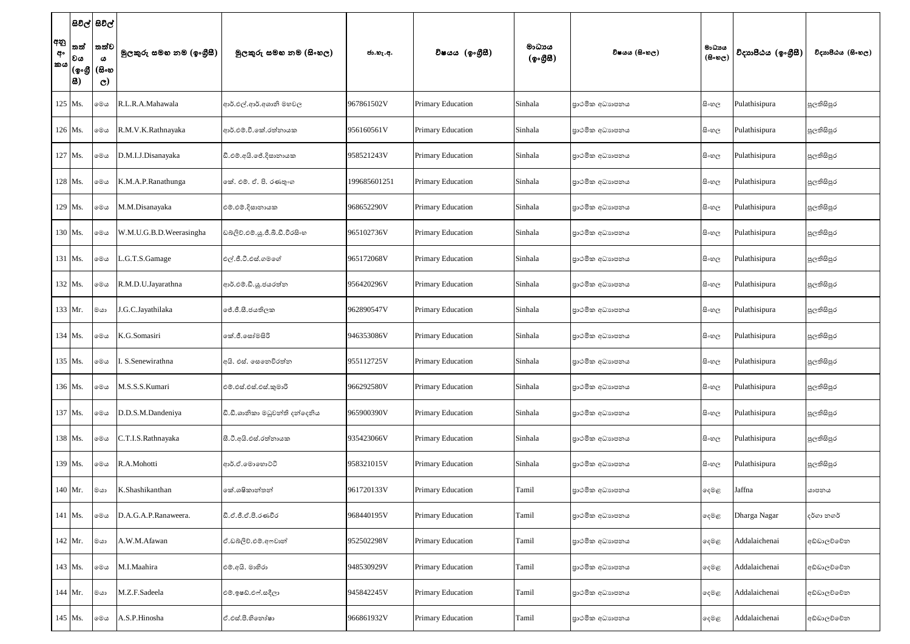| අනු අංකය | සිවිල් තත්වය (ඉංග්‍රීසි) | සිවිල් තත්වය (සිංහල) | මුලකුරු සමඟ නම (ඉංග්‍රීසි) | මුලකුරු සමඟ නම (සිංහල) | ජා.හැ.අ. | විෂයය (ඉංග්‍රීසි) | මාධ්‍යය (ඉංග්‍රීසි) | විෂයය (සිංහල) | මාධ්‍යය (සිංහල) | විද්‍යාපීඨය (ඉංග්‍රීසි) | විද්‍යාපීඨය (සිංහල) |
|---|---|---|---|---|---|---|---|---|---|---|---|
| 125 | Ms. | මෙය | R.L.R.A.Mahawala | ආර්.එල්.ආර්.අශානි මහවල | 967861502V | Primary Education | Sinhala | ප්‍රාථමික අධ්‍යාපනය | සිංහල | Pulathisipura | පුලතිසිපුර |
| 126 | Ms. | මෙය | R.M.V.K.Rathnayaka | ආර්.එම්.වී.කේ.රත්නායක | 956160561V | Primary Education | Sinhala | ප්‍රාථමික අධ්‍යාපනය | සිංහල | Pulathisipura | පුලතිසිපුර |
| 127 | Ms. | මෙය | D.M.I.J.Disanayaka | ඩී.එම්.අයි.ජේ.දිසානායක | 958521243V | Primary Education | Sinhala | ප්‍රාථමික අධ්‍යාපනය | සිංහල | Pulathisipura | පුලතිසිපුර |
| 128 | Ms. | මෙය | K.M.A.P.Ranathunga | කේ. එම්. ඒ. පී. රණතුංග | 199685601251 | Primary Education | Sinhala | ප්‍රාථමික අධ්‍යාපනය | සිංහල | Pulathisipura | පුලතිසිපුර |
| 129 | Ms. | මෙය | M.M.Disanayaka | එම්.එම්.දිසානායක | 968652290V | Primary Education | Sinhala | ප්‍රාථමික අධ්‍යාපනය | සිංහල | Pulathisipura | පුලතිසිපුර |
| 130 | Ms. | මෙය | W.M.U.G.B.D.Weerasingha | ඩබ්ලිව්.එම්.යූ.ජී.බී.ඩී.වීරසිංහ | 965102736V | Primary Education | Sinhala | ප්‍රාථමික අධ්‍යාපනය | සිංහල | Pulathisipura | පුලතිසිපුර |
| 131 | Ms. | මෙය | L.G.T.S.Gamage | එල්.ජී.ටී.එස්.ගමගේ | 965172068V | Primary Education | Sinhala | ප්‍රාථමික අධ්‍යාපනය | සිංහල | Pulathisipura | පුලතිසිපුර |
| 132 | Ms. | මෙය | R.M.D.U.Jayarathna | ආර්.එම්.ඩී.යූ.ජයරත්න | 956420296V | Primary Education | Sinhala | ප්‍රාථමික අධ්‍යාපනය | සිංහල | Pulathisipura | පුලතිසිපුර |
| 133 | Mr. | මයා | J.G.C.Jayathilaka | ජේ.ජී.සී.ජයතිලක | 962890547V | Primary Education | Sinhala | ප්‍රාථමික අධ්‍යාපනය | සිංහල | Pulathisipura | පුලතිසිපුර |
| 134 | Ms. | මෙය | K.G.Somasiri | කේ.ජී.සෝමසිරි | 946353086V | Primary Education | Sinhala | ප්‍රාථමික අධ්‍යාපනය | සිංහල | Pulathisipura | පුලතිසිපුර |
| 135 | Ms. | මෙය | I. S.Senewirathna | අයි. එස්. සෙනෙවිරත්න | 955112725V | Primary Education | Sinhala | ප්‍රාථමික අධ්‍යාපනය | සිංහල | Pulathisipura | පුලතිසිපුර |
| 136 | Ms. | මෙය | M.S.S.S.Kumari | එම්.එස්.එස්.එස්.කුමාරි | 966292580V | Primary Education | Sinhala | ප්‍රාථමික අධ්‍යාපනය | සිංහල | Pulathisipura | පුලතිසිපුර |
| 137 | Ms. | මෙය | D.D.S.M.Dandeniya | ඩී.ඩී.ශානිකා මධුවන්ති දන්දෙනිය | 965900390V | Primary Education | Sinhala | ප්‍රාථමික අධ්‍යාපනය | සිංහල | Pulathisipura | පුලතිසිපුර |
| 138 | Ms. | මෙය | C.T.I.S.Rathnayaka | සී.ටී.අයි.එස්.රත්නායක | 935423066V | Primary Education | Sinhala | ප්‍රාථමික අධ්‍යාපනය | සිංහල | Pulathisipura | පුලතිසිපුර |
| 139 | Ms. | මෙය | R.A.Mohotti | ආර්.ඒ.මොහොට්ටි | 958321015V | Primary Education | Sinhala | ප්‍රාථමික අධ්‍යාපනය | සිංහල | Pulathisipura | පුලතිසිපුර |
| 140 | Mr. | මයා | K.Shashikanthan | කේ.ශෂිකාන්තන් | 961720133V | Primary Education | Tamil | ප්‍රාථමික අධ්‍යාපනය | දෙමළ | Jaffna | යාපනය |
| 141 | Ms. | මෙය | D.A.G.A.P.Ranaweera. | ඩී.ඒ.ජී.ඒ.පී.රණවීර | 968440195V | Primary Education | Tamil | ප්‍රාථමික අධ්‍යාපනය | දෙමළ | Dharga Nagar | දර්ගා නගර් |
| 142 | Mr. | මයා | A.W.M.Afawan | ඒ.ඩබ්ලිව්.එම්.අෆවාන් | 952502298V | Primary Education | Tamil | ප්‍රාථමික අධ්‍යාපනය | දෙමළ | Addalaichenai | අඩ්ඩාලච්චේන |
| 143 | Ms. | මෙය | M.I.Maahira | එම්.අයි. මාහිරා | 948530929V | Primary Education | Tamil | ප්‍රාථමික අධ්‍යාපනය | දෙමළ | Addalaichenai | අඩ්ඩාලච්චේන |
| 144 | Mr. | මයා | M.Z.F.Sadeela | එම්.ඉෂඩ්.එෆ්.සදීලා | 945842245V | Primary Education | Tamil | ප්‍රාථමික අධ්‍යාපනය | දෙමළ | Addalaichenai | අඩ්ඩාලච්චේන |
| 145 | Ms. | මෙය | A.S.P.Hinosha | ඒ.එස්.පී.හිනෝෂා | 966861932V | Primary Education | Tamil | ප්‍රාථමික අධ්‍යාපනය | දෙමළ | Addalaichenai | අඩ්ඩාලච්චේන |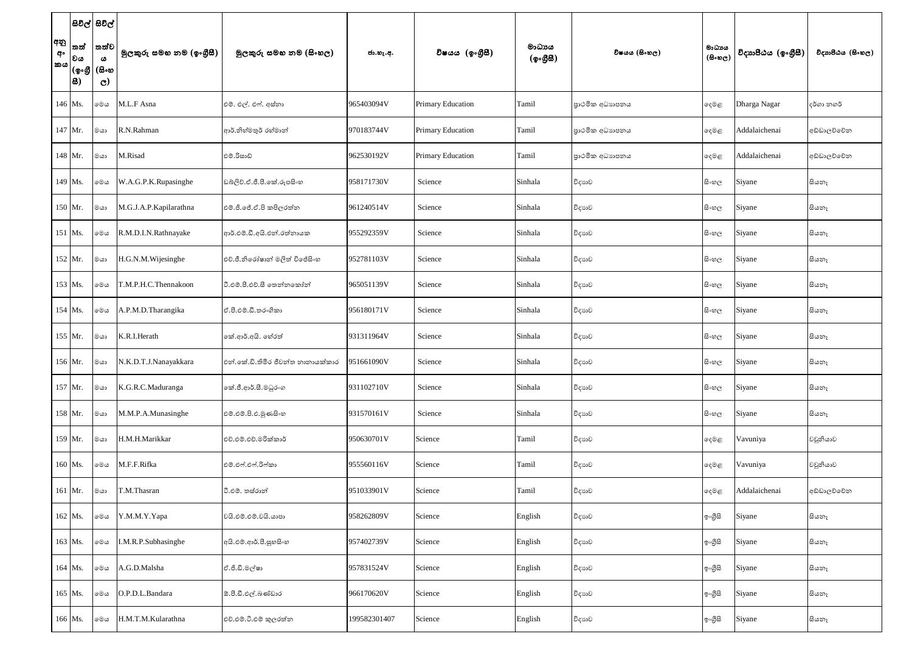| අනු අංකය | සිවිල් තත්වය (ඉංග්‍රීසි) | සිවිල් තත්වය (සිංහල) | මුලකුරු සමඟ නම (ඉංග්‍රීසි) | මුලකුරු සමඟ නම (සිංහල) | ජා.හැ.අ. | විෂයය (ඉංග්‍රීසි) | මාධ්‍යය (ඉංග්‍රීසි) | විෂයය (සිංහල) | මාධ්‍යය (සිංහල) | විද්‍යාපීඨය (ඉංග්‍රීසි) | විද්‍යාපීඨය (සිංහල) |
|---|---|---|---|---|---|---|---|---|---|---|---|
| 146 | Ms. | මෙය | M.L.F Asna | එම්. එල්. එෆ්. අස්නා | 965403094V | Primary Education | Tamil | ප්‍රාථමික අධ්‍යාපනය | දෙමළ | Dharga Nagar | දර්ගා නගර් |
| 147 | Mr. | මයා | R.N.Rahman | ආර්.නිහ්මතුර් රහ්මාන් | 970183744V | Primary Education | Tamil | ප්‍රාථමික අධ්‍යාපනය | දෙමළ | Addalaichenai | අඩ්ඩාලච්චේන |
| 148 | Mr. | මයා | M.Risad | එම්.රිසාඩ් | 962530192V | Primary Education | Tamil | ප්‍රාථමික අධ්‍යාපනය | දෙමළ | Addalaichenai | අඩ්ඩාලච්චේන |
| 149 | Ms. | මෙය | W.A.G.P.K.Rupasinghe | ඩබ්ලිව්.ඒ.ජී.පී.කේ.රූපසිංහ | 958171730V | Science | Sinhala | විද්‍යාව | සිංහල | Siyane | සියනෑ |
| 150 | Mr. | මයා | M.G.J.A.P.Kapilarathna | එම්.ජී.ජේ.ඒ.පී කපිලරත්න | 961240514V | Science | Sinhala | විද්‍යාව | සිංහල | Siyane | සියනෑ |
| 151 | Ms. | මෙය | R.M.D.I.N.Rathnayake | ආර්.එම්.ඩී.අයි.එන්.රත්නායක | 955292359V | Science | Sinhala | විද්‍යාව | සිංහල | Siyane | සියනෑ |
| 152 | Mr. | මයා | H.G.N.M.Wijesinghe | එච්.ජී.නිරෝෂාන් මලිත් විජේසිංහ | 952781103V | Science | Sinhala | විද්‍යාව | සිංහල | Siyane | සියනෑ |
| 153 | Ms. | මෙය | T.M.P.H.C.Thennakoon | ටී.එම්.පී.එච්.සී තෙන්නකෝන් | 965051139V | Science | Sinhala | විද්‍යාව | සිංහල | Siyane | සියනෑ |
| 154 | Ms. | මෙය | A.P.M.D.Tharangika | ඒ.පී.එම්.ඩී.තරංගිකා | 956180171V | Science | Sinhala | විද්‍යාව | සිංහල | Siyane | සියනෑ |
| 155 | Mr. | මයා | K.R.I.Herath | කේ.ආර්.අයි. හේරත් | 931311964V | Science | Sinhala | විද්‍යාව | සිංහල | Siyane | සියනෑ |
| 156 | Mr. | මයා | N.K.D.T.J.Nanayakkara | එන්.කේ.ඩී.තිමිර ජීවන්ත නානායක්කාර | 951661090V | Science | Sinhala | විද්‍යාව | සිංහල | Siyane | සියනෑ |
| 157 | Mr. | මයා | K.G.R.C.Maduranga | කේ.ජී.ආර්.සී.මධුරංග | 931102710V | Science | Sinhala | විද්‍යාව | සිංහල | Siyane | සියනෑ |
| 158 | Mr. | මයා | M.M.P.A.Munasinghe | එම්.එම්.පී.ඒ.මුණසිංහ | 931570161V | Science | Sinhala | විද්‍යාව | සිංහල | Siyane | සියනෑ |
| 159 | Mr. | මයා | H.M.H.Marikkar | එච්.එම්.එච්.මරික්කාර් | 950630701V | Science | Tamil | විද්‍යාව | දෙමළ | Vavuniya | වවුනියාව |
| 160 | Ms. | මෙය | M.F.F.Rifka | එම්.එෆ්.එෆ්.රිෆ්කා | 955560116V | Science | Tamil | විද්‍යාව | දෙමළ | Vavuniya | වවුනියාව |
| 161 | Mr. | මයා | T.M.Thasran | ටී.එම්. තස්රාන් | 951033901V | Science | Tamil | විද්‍යාව | දෙමළ | Addalaichenai | අඩ්ඩාලච්චේන |
| 162 | Ms. | මෙය | Y.M.M.Y.Yapa | වයි.එම්.එම්.වයි.යාපා | 958262809V | Science | English | විද්‍යාව | ඉංග්‍රීසි | Siyane | සියනෑ |
| 163 | Ms. | මෙය | I.M.R.P.Subhasinghe | අයි.එම්.ආර්.පී.සුභසිංහ | 957402739V | Science | English | විද්‍යාව | ඉංග්‍රීසි | Siyane | සියනෑ |
| 164 | Ms. | මෙය | A.G.D.Malsha | ඒ.ජී.ඩී.මල්ෂා | 957831524V | Science | English | විද්‍යාව | ඉංග්‍රීසි | Siyane | සියනෑ |
| 165 | Ms. | මෙය | O.P.D.L.Bandara | ඕ.පී.ඩී.එල්.බණ්ඩාර | 966170620V | Science | English | විද්‍යාව | ඉංග්‍රීසි | Siyane | සියනෑ |
| 166 | Ms. | මෙය | H.M.T.M.Kularathna | එච්.එම්.ටී.එම් කුලරත්න | 199582301407 | Science | English | විද්‍යාව | ඉංග්‍රීසි | Siyane | සියනෑ |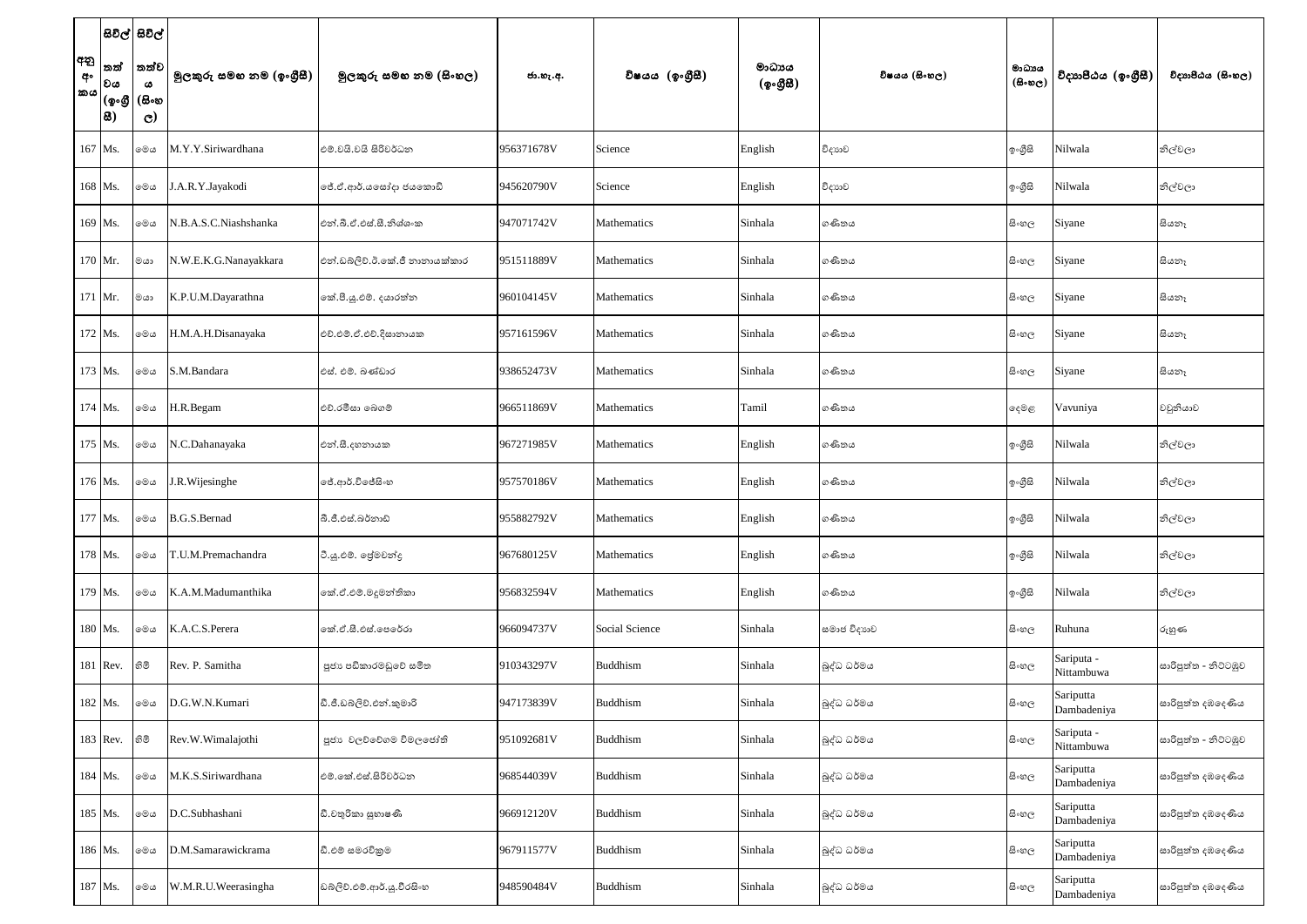| අනු අංකය | සිවිල් තත්වය (ඉංග්‍රීසි) | සිවිල් තත්වය (සිංහල) | මුලකුරු සමඟ නම (ඉංග්‍රීසි) | මුලකුරු සමඟ නම (සිංහල) | ජා.හැ.අ. | විෂයය (ඉංග්‍රීසි) | මාධ්‍යය (ඉංග්‍රීසි) | විෂයය (සිංහල) | මාධ්‍යය (සිංහල) | විද්‍යාපීඨය (ඉංග්‍රීසි) | විද්‍යාපීඨය (සිංහල) |
|---|---|---|---|---|---|---|---|---|---|---|---|
| 167 | Ms. | මෙය | M.Y.Y.Siriwardhana | එම්.වයි.වයි සිරිවර්ධන | 956371678V | Science | English | විද්‍යාව | ඉංග්‍රීසි | Nilwala | නිල්වලා |
| 168 | Ms. | මෙය | J.A.R.Y.Jayakodi | ජේ.ඒ.ආර්.යසෝදා ජයකොඩි | 945620790V | Science | English | විද්‍යාව | ඉංග්‍රීසි | Nilwala | නිල්වලා |
| 169 | Ms. | මෙය | N.B.A.S.C.Niashshanka | එන්.බී.ඒ.එස්.සී.නිශ්ශංක | 947071742V | Mathematics | Sinhala | ගණිතය | සිංහල | Siyane | සියනෑ |
| 170 | Mr. | මයා | N.W.E.K.G.Nanayakkara | එන්.ඩබ්ලිව්.ඊ.කේ.ජී නානායක්කාර | 951511889V | Mathematics | Sinhala | ගණිතය | සිංහල | Siyane | සියනෑ |
| 171 | Mr. | මයා | K.P.U.M.Dayarathna | කේ.පී.යූ.එම්. දයාරත්න | 960104145V | Mathematics | Sinhala | ගණිතය | සිංහල | Siyane | සියනෑ |
| 172 | Ms. | මෙය | H.M.A.H.Disanayaka | එච්.එම්.ඒ.එච්.දිසානායක | 957161596V | Mathematics | Sinhala | ගණිතය | සිංහල | Siyane | සියනෑ |
| 173 | Ms. | මෙය | S.M.Bandara | එස්. එම්. බණ්ඩාර | 938652473V | Mathematics | Sinhala | ගණිතය | සිංහල | Siyane | සියනෑ |
| 174 | Ms. | මෙය | H.R.Begam | එච්.රමීසා බෙගම් | 966511869V | Mathematics | Tamil | ගණිතය | දෙමළ | Vavuniya | වවුනියාව |
| 175 | Ms. | මෙය | N.C.Dahanayaka | එන්.සී.දහනායක | 967271985V | Mathematics | English | ගණිතය | ඉංග්‍රීසි | Nilwala | නිල්වලා |
| 176 | Ms. | මෙය | J.R.Wijesinghe | ජේ.ආර්.විජේසිංහ | 957570186V | Mathematics | English | ගණිතය | ඉංග්‍රීසි | Nilwala | නිල්වලා |
| 177 | Ms. | මෙය | B.G.S.Bernad | බී.ජී.එස්.බර්නාඩ් | 955882792V | Mathematics | English | ගණිතය | ඉංග්‍රීසි | Nilwala | නිල්වලා |
| 178 | Ms. | මෙය | T.U.M.Premachandra | ටී.යූ.එම්. ප්‍රේමචන්ද්‍ර | 967680125V | Mathematics | English | ගණිතය | ඉංග්‍රීසි | Nilwala | නිල්වලා |
| 179 | Ms. | මෙය | K.A.M.Madumanthika | කේ.ඒ.එම්.මදුමන්තිකා | 956832594V | Mathematics | English | ගණිතය | ඉංග්‍රීසි | Nilwala | නිල්වලා |
| 180 | Ms. | මෙය | K.A.C.S.Perera | කේ.ඒ.සී.එස්.පෙරේරා | 966094737V | Social Science | Sinhala | සමාජ විද්‍යාව | සිංහල | Ruhuna | රුහුණ |
| 181 | Rev. | හිමි | Rev. P. Samitha | පූජ්‍ය පඩිකාරමඩුවේ සමිත | 910343297V | Buddhism | Sinhala | බුද්ධ ධර්මය | සිංහල | Sariputa - Nittambuwa | සාරිපුත්ත - නිට්ටඹුව |
| 182 | Ms. | මෙය | D.G.W.N.Kumari | ඩී.ජී.ඩබ්ලිව්.එන්.කුමාරි | 947173839V | Buddhism | Sinhala | බුද්ධ ධර්මය | සිංහල | Sariputta Dambadeniya | සාරිපුත්ත දඹදෙණිය |
| 183 | Rev. | හිමි | Rev.W.Wimalajothi | පූජ්‍ය වලච්චේගම විමලජෝති | 951092681V | Buddhism | Sinhala | බුද්ධ ධර්මය | සිංහල | Sariputa - Nittambuwa | සාරිපුත්ත - නිට්ටඹුව |
| 184 | Ms. | මෙය | M.K.S.Siriwardhana | එම්.කේ.එස්.සිරිවර්ධන | 968544039V | Buddhism | Sinhala | බුද්ධ ධර්මය | සිංහල | Sariputta Dambadeniya | සාරිපුත්ත දඹදෙණිය |
| 185 | Ms. | මෙය | D.C.Subhashani | ඩී.චතුරිකා සුභාෂණී | 966912120V | Buddhism | Sinhala | බුද්ධ ධර්මය | සිංහල | Sariputta Dambadeniya | සාරිපුත්ත දඹදෙණිය |
| 186 | Ms. | මෙය | D.M.Samarawickrama | ඩී.එම් සමරවික්‍රම | 967911577V | Buddhism | Sinhala | බුද්ධ ධර්මය | සිංහල | Sariputta Dambadeniya | සාරිපුත්ත දඹදෙණිය |
| 187 | Ms. | මෙය | W.M.R.U.Weerasingha | ඩබ්ලිව්.එම්.ආර්.යූ.වීරසිංහ | 948590484V | Buddhism | Sinhala | බුද්ධ ධර්මය | සිංහල | Sariputta Dambadeniya | සාරිපුත්ත දඹදෙණිය |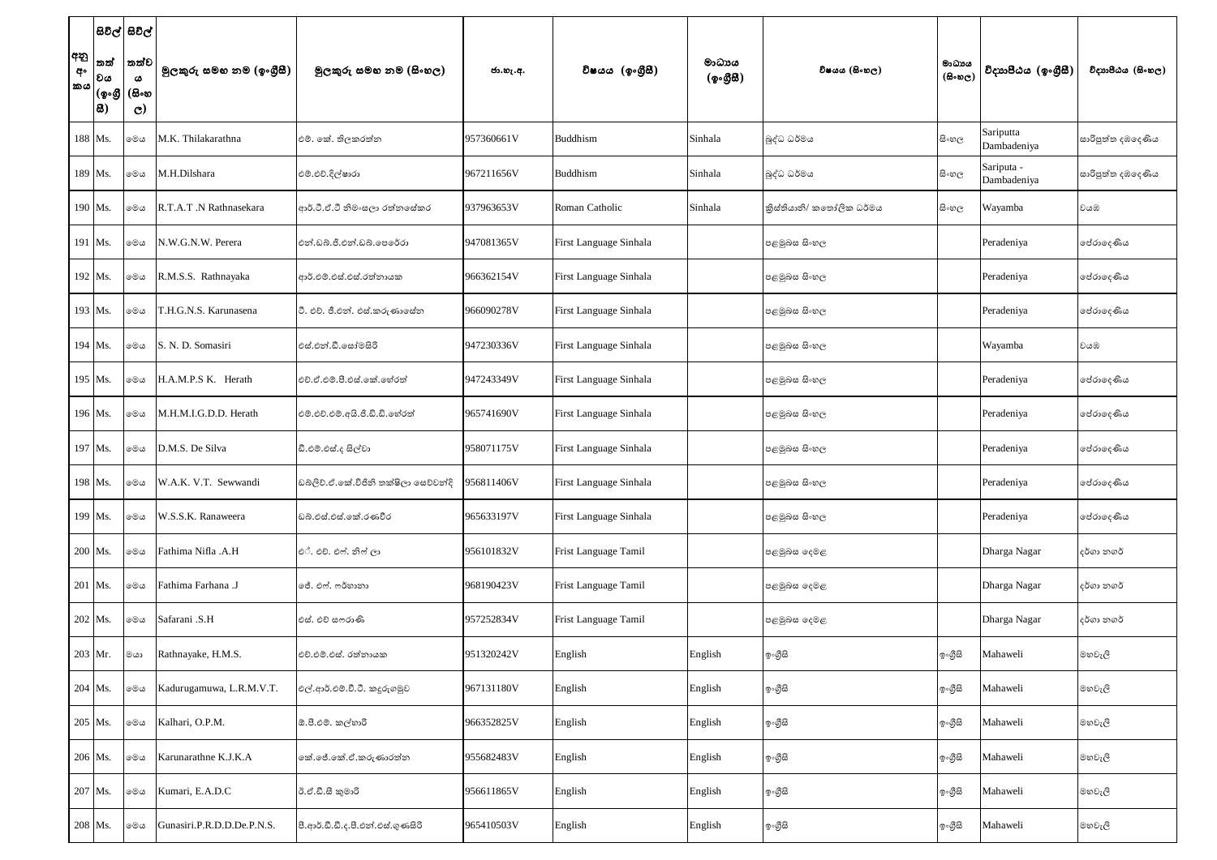| අනු අංකය | සිවිල් තත්වය (ඉංග්‍රීසි) | සිවිල් තත්වය (සිංහල) | මුලකුරු සමඟ නම (ඉංග්‍රීසි) | මුලකුරු සමඟ නම (සිංහල) | ජා.හැ.අ. | විෂයය (ඉංග්‍රීසි) | මාධ්‍යය (ඉංග්‍රීසි) | විෂයය (සිංහල) | මාධ්‍යය (සිංහල) | විද්‍යාපීඨය (ඉංග්‍රීසි) | විද්‍යාපීඨය (සිංහල) |
|---|---|---|---|---|---|---|---|---|---|---|---|
| 188 | Ms. | මෙය | M.K. Thilakarathna | එම්. කේ. තිලකරත්න | 957360661V | Buddhism | Sinhala | බුද්ධ ධර්මය | සිංහල | Sariputta Dambadeniya | සාරිපුත්ත දඹදෙණිය |
| 189 | Ms. | මෙය | M.H.Dilshara | එම්.එච්.දිල්ෂාරා | 967211656V | Buddhism | Sinhala | බුද්ධ ධර්මය | සිංහල | Sariputa - Dambadeniya | සාරිපුත්ත දඹදෙණිය |
| 190 | Ms. | මෙය | R.T.A.T .N Rathnasekara | ආර්.ටී.ඒ.ටී නිමංශලා රත්නසේකර | 937963653V | Roman Catholic | Sinhala | ක්‍රිස්තියානි/ කතෝලික ධර්මය | සිංහල | Wayamba | වයඹ |
| 191 | Ms. | මෙය | N.W.G.N.W. Perera | එන්.ඩබ්.ජී.එන්.ඩබ්.පෙරේරා | 947081365V | First Language Sinhala | | පළමුබස සිංහල | | Peradeniya | පේරාදෙණිය |
| 192 | Ms. | මෙය | R.M.S.S. Rathnayaka | ආර්.එම්.එස්.එස්.රත්නායක | 966362154V | First Language Sinhala | | පළමුබස සිංහල | | Peradeniya | පේරාදෙණිය |
| 193 | Ms. | මෙය | T.H.G.N.S. Karunasena | ටී. එච්. ජී.එන්. එස්.කරුණාසේන | 966090278V | First Language Sinhala | | පළමුබස සිංහල | | Peradeniya | පේරාදෙණිය |
| 194 | Ms. | මෙය | S. N. D. Somasiri | එස්.එන්.ඩී.සෝමසිරි | 947230336V | First Language Sinhala | | පළමුබස සිංහල | | Wayamba | වයඹ |
| 195 | Ms. | මෙය | H.A.M.P.S K. Herath | එච්.ඒ.එම්.පී.එස්.කේ.හේරත් | 947243349V | First Language Sinhala | | පළමුබස සිංහල | | Peradeniya | පේරාදෙණිය |
| 196 | Ms. | මෙය | M.H.M.I.G.D.D. Herath | එම්.එච්.එම්.අයි.ජී.ඩී.ඩී.හේරත් | 965741690V | First Language Sinhala | | පළමුබස සිංහල | | Peradeniya | පේරාදෙණිය |
| 197 | Ms. | මෙය | D.M.S. De Silva | ඩී.එම්.එස්.ද සිල්වා | 958071175V | First Language Sinhala | | පළමුබස සිංහල | | Peradeniya | පේරාදෙණිය |
| 198 | Ms. | මෙය | W.A.K. V.T. Sewwandi | ඩබ්ලිව්.ඒ.කේ.විජිනි තක්ෂිලා සෙව්වන්දි | 956811406V | First Language Sinhala | | පළමුබස සිංහල | | Peradeniya | පේරාදෙණිය |
| 199 | Ms. | මෙය | W.S.S.K. Ranaweera | ඩබ්.එස්.එස්.කේ.රණවීර | 965633197V | First Language Sinhala | | පළමුබස සිංහල | | Peradeniya | පේරාදෙණිය |
| 200 | Ms. | මෙය | Fathima Nifla .A.H | ඒ. එච්. එෆ්. නිෆ් ලා | 956101832V | Frist Language Tamil | | පළමුබස දෙමළ | | Dharga Nagar | දර්ගා නගර් |
| 201 | Ms. | මෙය | Fathima Farhana .J | ජේ. එෆ්. ෆර්හානා | 968190423V | Frist Language Tamil | | පළමුබස දෙමළ | | Dharga Nagar | දර්ගා නගර් |
| 202 | Ms. | මෙය | Safarani .S.H | එස්. එච් සෆරාණි | 957252834V | Frist Language Tamil | | පළමුබස දෙමළ | | Dharga Nagar | දර්ගා නගර් |
| 203 | Mr. | මයා | Rathnayake, H.M.S. | එච්.එම්.එස්. රත්නායක | 951320242V | English | English | ඉංග්‍රීසි | ඉංග්‍රීසි | Mahaweli | මහවැලි |
| 204 | Ms. | මෙය | Kadurugamuwa, L.R.M.V.T. | එල්.ආර්.එම්.වී.ටී. කදුරුගමුව | 967131180V | English | English | ඉංග්‍රීසි | ඉංග්‍රීසි | Mahaweli | මහවැලි |
| 205 | Ms. | මෙය | Kalhari, O.P.M. | ඕ.පී.එම්. කල්හාරි | 966352825V | English | English | ඉංග්‍රීසි | ඉංග්‍රීසි | Mahaweli | මහවැලි |
| 206 | Ms. | මෙය | Karunarathne K.J.K.A | කේ.ජේ.කේ.ඒ.කරුණාරත්න | 955682483V | English | English | ඉංග්‍රීසි | ඉංග්‍රීසි | Mahaweli | මහවැලි |
| 207 | Ms. | මෙය | Kumari, E.A.D.C | ඊ.ඒ.ඩී.සී කුමාරි | 956611865V | English | English | ඉංග්‍රීසි | ඉංග්‍රීසි | Mahaweli | මහවැලි |
| 208 | Ms. | මෙය | Gunasiri.P.R.D.D.De.P.N.S. | පී.ආර්.ඩී.ඩී.ද.පී.එන්.එස්.ගුණසිරි | 965410503V | English | English | ඉංග්‍රීසි | ඉංග්‍රීසි | Mahaweli | මහවැලි |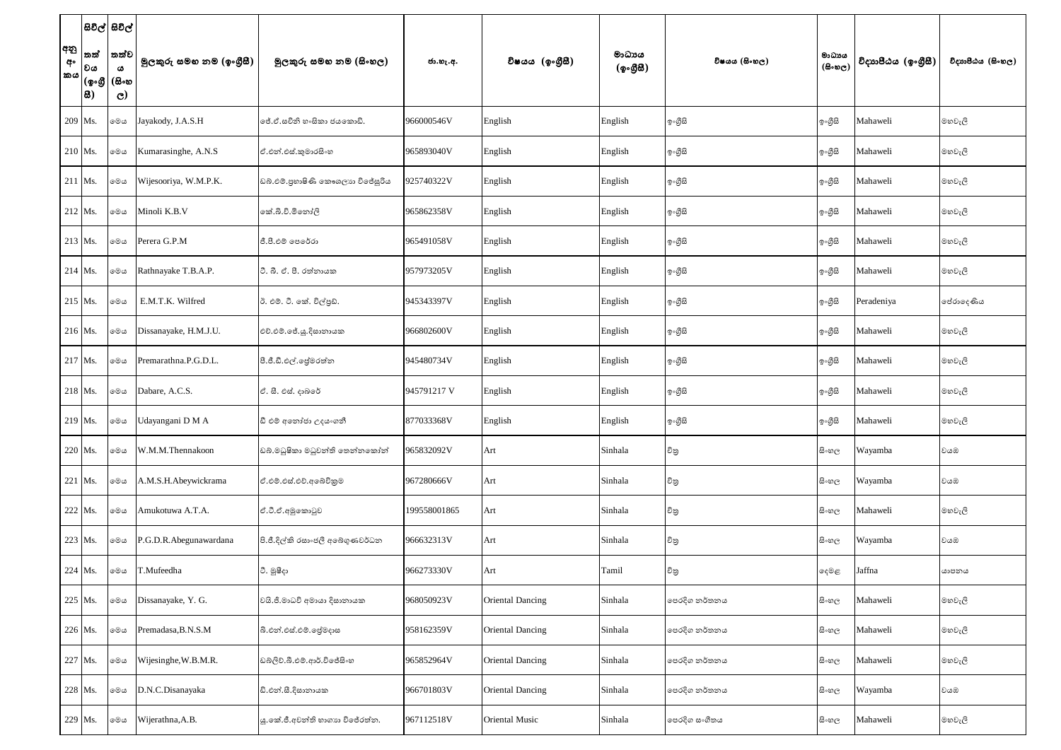| අනු අංකය | සිවිල් තත්වය (ඉංග්‍රීසි) | සිවිල් තත්වය (සිංහල) | මුලකුරු සමඟ නම (ඉංග්‍රීසි) | මුලකුරු සමඟ නම (සිංහල) | ජා.හැ.අ. | විෂයය (ඉංග්‍රීසි) | මාධ්‍යය (ඉංග්‍රීසි) | විෂයය (සිංහල) | මාධ්‍යය (සිංහල) | විද්‍යාපීඨය (ඉංග්‍රීසි) | විද්‍යාපීඨය (සිංහල) |
|---|---|---|---|---|---|---|---|---|---|---|---|
| 209 | Ms. | මෙය | Jayakody, J.A.S.H | ජේ.ඒ.සචිනි හංසිකා ජයකොඩි. | 966000546V | English | English | ඉංග්‍රීසි | ඉංග්‍රීසි | Mahaweli | මහවැලි |
| 210 | Ms. | මෙය | Kumarasinghe, A.N.S | ඒ.එන්.එස්.කුමාරසිංහ | 965893040V | English | English | ඉංග්‍රීසි | ඉංග්‍රීසි | Mahaweli | මහවැලි |
| 211 | Ms. | මෙය | Wijesooriya, W.M.P.K. | ඩබ්.එම්.ප්‍රභාෂිණී කෞශල්‍යා විජේසූරිය | 925740322V | English | English | ඉංග්‍රීසි | ඉංග්‍රීසි | Mahaweli | මහවැලි |
| 212 | Ms. | මෙය | Minoli K.B.V | කේ.බී.වී.මිනෝලි | 965862358V | English | English | ඉංග්‍රීසි | ඉංග්‍රීසි | Mahaweli | මහවැලි |
| 213 | Ms. | මෙය | Perera G.P.M | ජී.පී.එම් පෙරේරා | 965491058V | English | English | ඉංග්‍රීසි | ඉංග්‍රීසි | Mahaweli | මහවැලි |
| 214 | Ms. | මෙය | Rathnayake T.B.A.P. | ටී. බී. ඒ. පී. රත්නායක | 957973205V | English | English | ඉංග්‍රීසි | ඉංග්‍රීසි | Mahaweli | මහවැලි |
| 215 | Ms. | මෙය | E.M.T.K. Wilfred | ඊ. එම්. ටී. කේ. විල්ෆ්‍රඩ්. | 945343397V | English | English | ඉංග්‍රීසි | ඉංග්‍රීසි | Peradeniya | පේරාදෙණිය |
| 216 | Ms. | මෙය | Dissanayake, H.M.J.U. | එච්.එම්.ජේ.යූ.දිසානායක | 966802600V | English | English | ඉංග්‍රීසි | ඉංග්‍රීසි | Mahaweli | මහවැලි |
| 217 | Ms. | මෙය | Premarathna.P.G.D.L. | පී.ජී.ඩී.එල්.ප්‍රේමරත්න | 945480734V | English | English | ඉංග්‍රීසි | ඉංග්‍රීසි | Mahaweli | මහවැලි |
| 218 | Ms. | මෙය | Dabare, A.C.S. | ඒ. සී. එස්. දාබරේ | 945791217 V | English | English | ඉංග්‍රීසි | ඉංග්‍රීසි | Mahaweli | මහවැලි |
| 219 | Ms. | මෙය | Udayangani D M A | ඩී එම් අනෝජා උදයංගනී | 877033368V | English | English | ඉංග්‍රීසි | ඉංග්‍රීසි | Mahaweli | මහවැලි |
| 220 | Ms. | මෙය | W.M.M.Thennakoon | ඩබ්.මධුෂිකා මධුවන්ති තෙන්නකෝන් | 965832092V | Art | Sinhala | චිත්‍ර | සිංහල | Wayamba | වයඹ |
| 221 | Ms. | මෙය | A.M.S.H.Abeywickrama | ඒ.එම්.එස්.එච්.අබේවික්‍රම | 967280666V | Art | Sinhala | චිත්‍ර | සිංහල | Wayamba | වයඹ |
| 222 | Ms. | මෙය | Amukotuwa A.T.A. | ඒ.ටී.ඒ.අමුකොටුව | 199558001865 | Art | Sinhala | චිත්‍ර | සිංහල | Mahaweli | මහවැලි |
| 223 | Ms. | මෙය | P.G.D.R.Abegunawardana | පී.ජී.දිල්කි රසාංජලී අබේගුණවර්ධන | 966632313V | Art | Sinhala | චිත්‍ර | සිංහල | Wayamba | වයඹ |
| 224 | Ms. | මෙය | T.Mufeedha | ටී. මුෆීදා | 966273330V | Art | Tamil | චිත්‍ර | දෙමළ | Jaffna | යාපනය |
| 225 | Ms. | මෙය | Dissanayake, Y. G. | වයි.ජී.මාධවී අමායා දිසානායක | 968050923V | Oriental Dancing | Sinhala | පෙරදිග නර්තනය | සිංහල | Mahaweli | මහවැලි |
| 226 | Ms. | මෙය | Premadasa,B.N.S.M | බී.එන්.එස්.එම්.ප්‍රේමදාස | 958162359V | Oriental Dancing | Sinhala | පෙරදිග නර්තනය | සිංහල | Mahaweli | මහවැලි |
| 227 | Ms. | මෙය | Wijesinghe,W.B.M.R. | ඩබ්ලිව්.බී.එම්.ආර්.විජේසිංහ | 965852964V | Oriental Dancing | Sinhala | පෙරදිග නර්තනය | සිංහල | Mahaweli | මහවැලි |
| 228 | Ms. | මෙය | D.N.C.Disanayaka | ඩී.එන්.සී.දිසානායක | 966701803V | Oriental Dancing | Sinhala | පෙරදිග නර්තනය | සිංහල | Wayamba | වයඹ |
| 229 | Ms. | මෙය | Wijerathna,A.B. | යූ.කේ.ජී.අවන්ති භාග්‍යා විජේරත්න. | 967112518V | Oriental Music | Sinhala | පෙරදිග සංගීතය | සිංහල | Mahaweli | මහවැලි |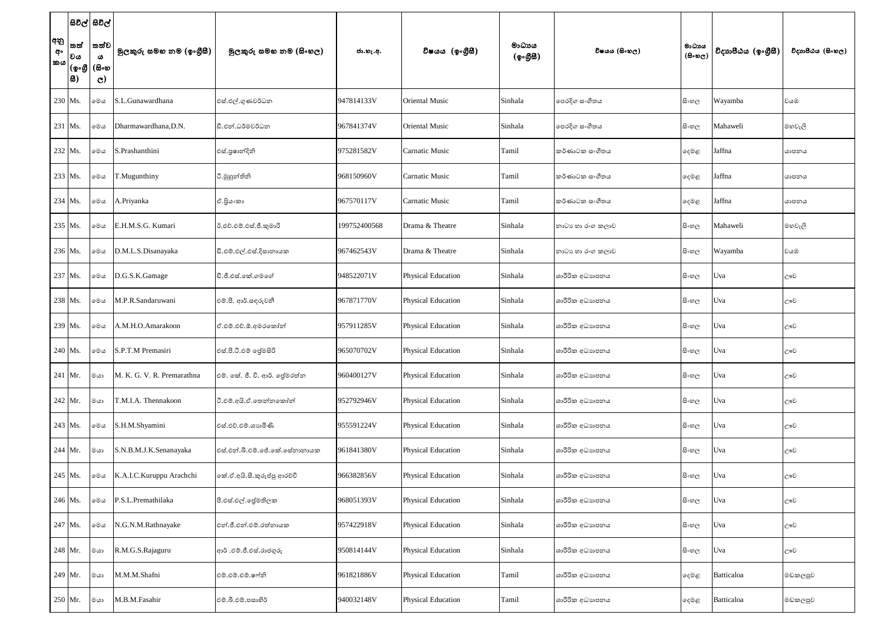| අනු අංකය | සිවිල් තත්වය (ඉංග්‍රීසි) | සිවිල් තත්වය (සිංහල) | මුලකුරු සමඟ නම (ඉංග්‍රීසි) | මුලකුරු සමඟ නම (සිංහල) | ජා.හැ.අ. | විෂයය (ඉංග්‍රීසි) | මාධ්‍යය (ඉංග්‍රීසි) | විෂයය (සිංහල) | මාධ්‍යය (සිංහල) | විද්‍යාපීඨය (ඉංග්‍රීසි) | විද්‍යාපීඨය (සිංහල) |
|---|---|---|---|---|---|---|---|---|---|---|---|
| 230 | Ms. | මෙය | S.L.Gunawardhana | එස්.එල්.ගුණවර්ධන | 947814133V | Oriental Music | Sinhala | පෙරදිග සංගීතය | සිංහල | Wayamba | වයඹ |
| 231 | Ms. | මෙය | Dharmawardhana,D.N. | ඩී.එන්.ධර්මවර්ධන | 967841374V | Oriental Music | Sinhala | පෙරදිග සංගීතය | සිංහල | Mahaweli | මහවැලි |
| 232 | Ms. | මෙය | S.Prashanthini | එස්.ප්‍රශාන්දිනි | 975281582V | Carnatic Music | Tamil | කර්ණාටක සංගීතය | දෙමළ | Jaffna | යාපනය |
| 233 | Ms. | මෙය | T.Mugunthiny | ටී.මුහුන්තිනි | 968150960V | Carnatic Music | Tamil | කර්ණාටක සංගීතය | දෙමළ | Jaffna | යාපනය |
| 234 | Ms. | මෙය | A.Priyanka | ඒ.ප්‍රියංකා | 967570117V | Carnatic Music | Tamil | කර්ණාටක සංගීතය | දෙමළ | Jaffna | යාපනය |
| 235 | Ms. | මෙය | E.H.M.S.G. Kumari | ඊ.එච්.එම්.එස්.ජී.කුමාරි | 199752400568 | Drama & Theatre | Sinhala | නාට්‍ය හා රංග කලාව | සිංහල | Mahaweli | මහවැලි |
| 236 | Ms. | මෙය | D.M.L.S.Disanayaka | ඩී.එම්.එල්.එස්.දිසානායක | 967462543V | Drama & Theatre | Sinhala | නාට්‍ය හා රංග කලාව | සිංහල | Wayamba | වයඹ |
| 237 | Ms. | මෙය | D.G.S.K.Gamage | ඩී.ජී.එස්.කේ.ගමගේ | 948522071V | Physical Education | Sinhala | ශාරීරික අධ්‍යාපනය | සිංහල | Uva | ඌව |
| 238 | Ms. | මෙය | M.P.R.Sandaruwani | එම්.පී. ආර්.සඳරුවනි | 967871770V | Physical Education | Sinhala | ශාරීරික අධ්‍යාපනය | සිංහල | Uva | ඌව |
| 239 | Ms. | මෙය | A.M.H.O.Amarakoon | ඒ.එම්.එච්.ඕ.අමරකෝන් | 957911285V | Physical Education | Sinhala | ශාරීරික අධ්‍යාපනය | සිංහල | Uva | ඌව |
| 240 | Ms. | මෙය | S.P.T.M Premasiri | එස්.පී.ටී.එම් ප්‍රේමසිරි | 965070702V | Physical Education | Sinhala | ශාරීරික අධ්‍යාපනය | සිංහල | Uva | ඌව |
| 241 | Mr. | මයා | M. K. G. V. R. Premarathna | එම්. කේ. ජී. වී. ආර්. ප්‍රේමරත්න | 960400127V | Physical Education | Sinhala | ශාරීරික අධ්‍යාපනය | සිංහල | Uva | ඌව |
| 242 | Mr. | මයා | T.M.I.A. Thennakoon | ටී.එම්.අයි.ඒ.තෙන්නකෝන් | 952792946V | Physical Education | Sinhala | ශාරීරික අධ්‍යාපනය | සිංහල | Uva | ඌව |
| 243 | Ms. | මෙය | S.H.M.Shyamini | එස්.එච්.එම්.ශ්‍යාමිණී | 955591224V | Physical Education | Sinhala | ශාරීරික අධ්‍යාපනය | සිංහල | Uva | ඌව |
| 244 | Mr. | මයා | S.N.B.M.J.K.Senanayaka | එස්.එන්.බී.එම්.ජේ.කේ.සේනානායක | 961841380V | Physical Education | Sinhala | ශාරීරික අධ්‍යාපනය | සිංහල | Uva | ඌව |
| 245 | Ms. | මෙය | K.A.I.C.Kuruppu Arachchi | කේ.ඒ.අයි.සී.කුරුප්පු ආරච්චි | 966382856V | Physical Education | Sinhala | ශාරීරික අධ්‍යාපනය | සිංහල | Uva | ඌව |
| 246 | Ms. | මෙය | P.S.L.Premathilaka | පී.එස්.එල්.ප්‍රේමතිලක | 968051393V | Physical Education | Sinhala | ශාරීරික අධ්‍යාපනය | සිංහල | Uva | ඌව |
| 247 | Ms. | මෙය | N.G.N.M.Rathnayake | එන්.ජී.එන්.එම්.රත්නායක | 957422918V | Physical Education | Sinhala | ශාරීරික අධ්‍යාපනය | සිංහල | Uva | ඌව |
| 248 | Mr. | මයා | R.M.G.S.Rajaguru | ආර් .එම්.ජී.එස්.රාජගුරු | 950814144V | Physical Education | Sinhala | ශාරීරික අධ්‍යාපනය | සිංහල | Uva | ඌව |
| 249 | Mr. | මයා | M.M.M.Shafni | එම්.එම්.එම්.ෂෆ්නි | 961821886V | Physical Education | Tamil | ශාරීරික අධ්‍යාපනය | දෙමළ | Batticaloa | මඩකලපුව |
| 250 | Mr. | මයා | M.B.M.Fasahir | එම්.බී.එම්.පසාහිර් | 940032148V | Physical Education | Tamil | ශාරීරික අධ්‍යාපනය | දෙමළ | Batticaloa | මඩකලපුව |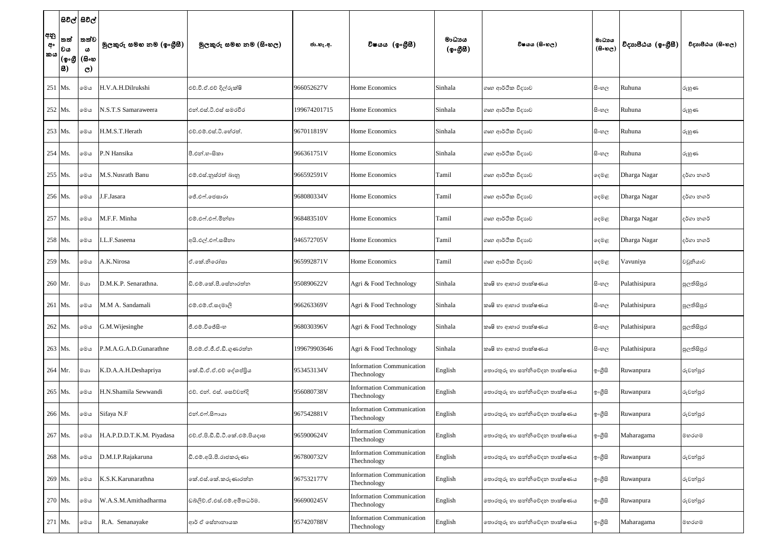| අනු අංකය | සිවිල් තත්වය (ඉංග්‍රීසි) | සිවිල් තත්වය (සිංහල) | මුලකුරු සමඟ නම (ඉංග්‍රීසි) | මුලකුරු සමඟ නම (සිංහල) | ජා.හැ.අ. | විෂයය (ඉංග්‍රීසි) | මාධ්‍යය (ඉංග්‍රීසි) | විෂයය (සිංහල) | මාධ්‍යය (සිංහල) | විද්‍යාපීඨය (ඉංග්‍රීසි) | විද්‍යාපීඨය (සිංහල) |
|---|---|---|---|---|---|---|---|---|---|---|---|
| 251 | Ms. | මෙය | H.V.A.H.Dilrukshi | එච්.වී.ඒ.එච් දිල්රුක්ෂි | 966052627V | Home Economics | Sinhala | ගෘහ ආර්ථික විද්‍යාව | සිංහල | Ruhuna | රුහුණ |
| 252 | Ms. | මෙය | N.S.T.S Samaraweera | එන්.එස්.ටී.එස් සමරවීර | 199674201715 | Home Economics | Sinhala | ගෘහ ආර්ථික විද්‍යාව | සිංහල | Ruhuna | රුහුණ |
| 253 | Ms. | මෙය | H.M.S.T.Herath | එච්.එම්.එස්.ටී.හේරත්. | 967011819V | Home Economics | Sinhala | ගෘහ ආර්ථික විද්‍යාව | සිංහල | Ruhuna | රුහුණ |
| 254 | Ms. | මෙය | P.N Hansika | පී.එන්.හංසිකා | 966361751V | Home Economics | Sinhala | ගෘහ ආර්ථික විද්‍යාව | සිංහල | Ruhuna | රුහුණ |
| 255 | Ms. | මෙය | M.S.Nusrath Banu | එම්.එස්.නුස්රත් බානු | 966592591V | Home Economics | Tamil | ගෘහ ආර්ථික විද්‍යාව | දෙමළ | Dharga Nagar | දර්ගා නගර් |
| 256 | Ms. | මෙය | J.F.Jasara | ජේ.එෆ්.ජෙසාරා | 968080334V | Home Economics | Tamil | ගෘහ ආර්ථික විද්‍යාව | දෙමළ | Dharga Nagar | දර්ගා නගර් |
| 257 | Ms. | මෙය | M.F.F. Minha | එම්.එෆ්.එෆ්.මින්හා | 968483510V | Home Economics | Tamil | ගෘහ ආර්ථික විද්‍යාව | දෙමළ | Dharga Nagar | දර්ගා නගර් |
| 258 | Ms. | මෙය | I.L.F.Saseena | අයි.එල්.එෆ්.සසීනා | 946572705V | Home Economics | Tamil | ගෘහ ආර්ථික විද්‍යාව | දෙමළ | Dharga Nagar | දර්ගා නගර් |
| 259 | Ms. | මෙය | A.K.Nirosa | ඒ.කේ.නිරෝසා | 965992871V | Home Economics | Tamil | ගෘහ ආර්ථික විද්‍යාව | දෙමළ | Vavuniya | වවුනියාව |
| 260 | Mr. | මයා | D.M.K.P. Senarathna. | ඩී.එම්.කේ.පී.සේනාරත්න | 950890622V | Agri & Food Technology | Sinhala | කෘෂි හා ආහාර තාක්ෂණය | සිංහල | Pulathisipura | පුලතිසිපුර |
| 261 | Ms. | මෙය | M.M A. Sandamali | එම්.එම්.ඒ.සඳමාලි | 966263369V | Agri & Food Technology | Sinhala | කෘෂි හා ආහාර තාක්ෂණය | සිංහල | Pulathisipura | පුලතිසිපුර |
| 262 | Ms. | මෙය | G.M.Wijesinghe | ජී.එම්.විජේසිංහ | 968030396V | Agri & Food Technology | Sinhala | කෘෂි හා ආහාර තාක්ෂණය | සිංහල | Pulathisipura | පුලතිසිපුර |
| 263 | Ms. | මෙය | P.M.A.G.A.D.Gunarathne | පී.එම්.ඒ.ජී.ඒ.ඩී.ගුණරත්න | 199679903646 | Agri & Food Technology | Sinhala | කෘෂි හා ආහාර තාක්ෂණය | සිංහල | Pulathisipura | පුලතිසිපුර |
| 264 | Mr. | මයා | K.D.A.A.H.Deshapriya | කේ.ඩී.ඒ.ඒ.එච් දේශප්‍රිය | 953453134V | Information Communication Thechnology | English | තොරතුරු හා සන්නිවේදන තාක්ෂණය | ඉංග්‍රීසි | Ruwanpura | රුවන්පුර |
| 265 | Ms. | මෙය | H.N.Shamila Sewwandi | එච්. එන්. එස්. සෙව්වන්දි | 956080738V | Information Communication Thechnology | English | තොරතුරු හා සන්නිවේදන තාක්ෂණය | ඉංග්‍රීසි | Ruwanpura | රුවන්පුර |
| 266 | Ms. | මෙය | Sifaya N.F | එන්.එෆ්.සිෆායා | 967542881V | Information Communication Thechnology | English | තොරතුරු හා සන්නිවේදන තාක්ෂණය | ඉංග්‍රීසි | Ruwanpura | රුවන්පුර |
| 267 | Ms. | මෙය | H.A.P.D.D.T.K.M. Piyadasa | එච්.ඒ.පි.ඩී.ඩී.ටී.කේ.එම්.පියදාස | 965900624V | Information Communication Thechnology | English | තොරතුරු හා සන්නිවේදන තාක්ෂණය | ඉංග්‍රීසි | Maharagama | මහරගම |
| 268 | Ms. | මෙය | D.M.I.P.Rajakaruna | ඩී.එම්.අයි.පී.රාජකරුණා | 967800732V | Information Communication Thechnology | English | තොරතුරු හා සන්නිවේදන තාක්ෂණය | ඉංග්‍රීසි | Ruwanpura | රුවන්පුර |
| 269 | Ms. | මෙය | K.S.K.Karunarathna | කේ.එස්.කේ.කරුණාරත්න | 967532177V | Information Communication Thechnology | English | තොරතුරු හා සන්නිවේදන තාක්ෂණය | ඉංග්‍රීසි | Ruwanpura | රුවන්පුර |
| 270 | Ms. | මෙය | W.A.S.M.Amithadharma | ඩබ්ලිව්.ඒ.එස්.එම්.අමිතධර්ම. | 966900245V | Information Communication Thechnology | English | තොරතුරු හා සන්නිවේදන තාක්ෂණය | ඉංග්‍රීසි | Ruwanpura | රුවන්පුර |
| 271 | Ms. | මෙය | R.A. Senanayake | ආර් ඒ සේනානායක | 957420788V | Information Communication Thechnology | English | තොරතුරු හා සන්නිවේදන තාක්ෂණය | ඉංග්‍රීසි | Maharagama | මහරගම |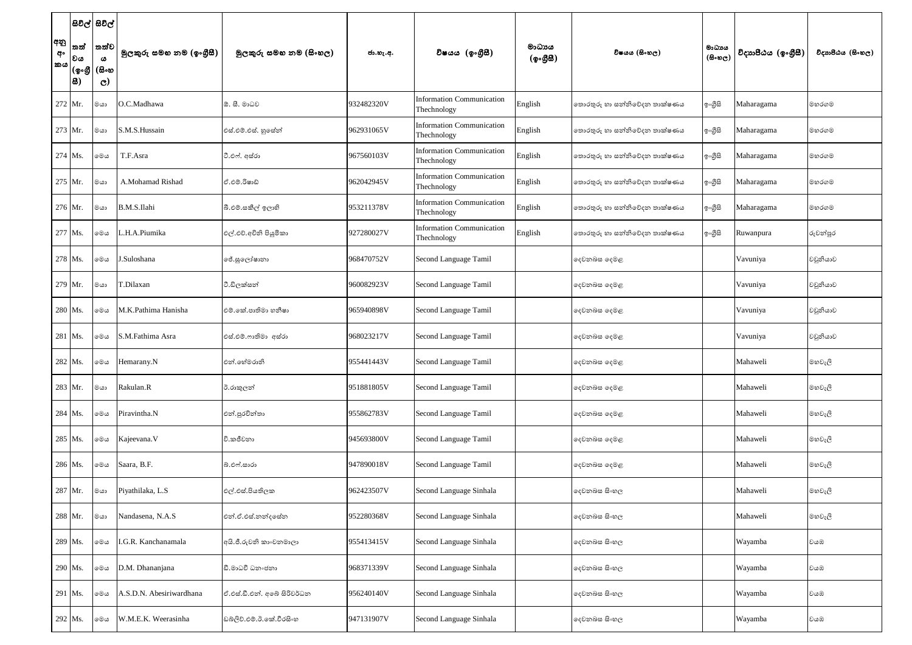| අනු අංකය | සිවිල් තත්වය (ඉංග්‍රීසි) | සිවිල් තත්වය (සිංහල) | මුලකුරු සමඟ නම (ඉංග්‍රීසි) | මුලකුරු සමඟ නම (සිංහල) | ජා.හැ.අ. | විෂයය (ඉංග්‍රීසි) | මාධ්‍යය (ඉංග්‍රීසි) | විෂයය (සිංහල) | මාධ්‍යය (සිංහල) | විද්‍යාපීඨය (ඉංග්‍රීසි) | විද්‍යාපීඨය (සිංහල) |
|---|---|---|---|---|---|---|---|---|---|---|---|
| 272 | Mr. | මයා | O.C.Madhawa | ඕ. සී. මාධව | 932482320V | Information Communication Thechnology | English | තොරතුරු හා සන්නිවේදන තාක්ෂණය | ඉංග්‍රීසි | Maharagama | මහරගම |
| 273 | Mr. | මයා | S.M.S.Hussain | එස්.එම්.එස්. හුසේන් | 962931065V | Information Communication Thechnology | English | තොරතුරු හා සන්නිවේදන තාක්ෂණය | ඉංග්‍රීසි | Maharagama | මහරගම |
| 274 | Ms. | මෙය | T.F.Asra | ටී.එෆ්. අස්රා | 967560103V | Information Communication Thechnology | English | තොරතුරු හා සන්නිවේදන තාක්ෂණය | ඉංග්‍රීසි | Maharagama | මහරගම |
| 275 | Mr. | මයා | A.Mohamad Rishad | ඒ.එම්.රිෂාඩ් | 962042945V | Information Communication Thechnology | English | තොරතුරු හා සන්නිවේදන තාක්ෂණය | ඉංග්‍රීසි | Maharagama | මහරගම |
| 276 | Mr. | මයා | B.M.S.Ilahi | බී.එම්.සකීල් ඉලාහි | 953211378V | Information Communication Thechnology | English | තොරතුරු හා සන්නිවේදන තාක්ෂණය | ඉංග්‍රීසි | Maharagama | මහරගම |
| 277 | Ms. | මෙය | L.H.A.Piumika | එල්.එච්.අවිනි පියුමිකා | 927280027V | Information Communication Thechnology | English | තොරතුරු හා සන්නිවේදන තාක්ෂණය | ඉංග්‍රීසි | Ruwanpura | රුවන්පුර |
| 278 | Ms. | මෙය | J.Suloshana | ජේ.සුලෝෂනා | 968470752V | Second Language Tamil | | දෙවනබස දෙමළ | | Vavuniya | වවුනියාව |
| 279 | Mr. | මයා | T.Dilaxan | ටී.ඩිලක්සන් | 960082923V | Second Language Tamil | | දෙවනබස දෙමළ | | Vavuniya | වවුනියාව |
| 280 | Ms. | මෙය | M.K.Pathima Hanisha | එම්.කේ.පාතිමා හනීෂා | 965940898V | Second Language Tamil | | දෙවනබස දෙමළ | | Vavuniya | වවුනියාව |
| 281 | Ms. | මෙය | S.M.Fathima Asra | එස්.එම්.ෆාතිමා අස්රා | 968023217V | Second Language Tamil | | දෙවනබස දෙමළ | | Vavuniya | වවුනියාව |
| 282 | Ms. | මෙය | Hemarany.N | එන්.හේමරානි | 955441443V | Second Language Tamil | | දෙවනබස දෙමළ | | Mahaweli | මහවැලි |
| 283 | Mr. | මයා | Rakulan.R | ටී.රාකුලන් | 951881805V | Second Language Tamil | | දෙවනබස දෙමළ | | Mahaweli | මහවැලි |
| 284 | Ms. | මෙය | Piravintha.N | එන්.පුරවින්තා | 955862783V | Second Language Tamil | | දෙවනබස දෙමළ | | Mahaweli | මහවැලි |
| 285 | Ms. | මෙය | Kajeevana.V | වී.කජීවනා | 945693800V | Second Language Tamil | | දෙවනබස දෙමළ | | Mahaweli | මහවැලි |
| 286 | Ms. | මෙය | Saara, B.F. | බී.එෆ්.සාරා | 947890018V | Second Language Tamil | | දෙවනබස දෙමළ | | Mahaweli | මහවැලි |
| 287 | Mr. | මයා | Piyathilaka, L.S | එල්.එස්.පියතිලක | 962423507V | Second Language Sinhala | | දෙවනබස සිංහල | | Mahaweli | මහවැලි |
| 288 | Mr. | මයා | Nandasena, N.A.S | එන්.ඒ.එස්.නන්දසේන | 952280368V | Second Language Sinhala | | දෙවනබස සිංහල | | Mahaweli | මහවැලි |
| 289 | Ms. | මෙය | I.G.R. Kanchanamala | අයි.ජී.රුවනි කාංචනමාලා | 955413415V | Second Language Sinhala | | දෙවනබස සිංහල | | Wayamba | වයඹ |
| 290 | Ms. | මෙය | D.M. Dhananjana | ඩී.මාධවී ධනංජනා | 968371339V | Second Language Sinhala | | දෙවනබස සිංහල | | Wayamba | වයඹ |
| 291 | Ms. | මෙය | A.S.D.N. Abesiriwardhana | ඒ.එස්.ඩී.එන්. අබේ සිරිවර්ධන | 956240140V | Second Language Sinhala | | දෙවනබස සිංහල | | Wayamba | වයඹ |
| 292 | Ms. | මෙය | W.M.E.K. Weerasinha | ඩබ්ලිව්.එම්.ඊ.කේ.වීරසිංහ | 947131907V | Second Language Sinhala | | දෙවනබස සිංහල | | Wayamba | වයඹ |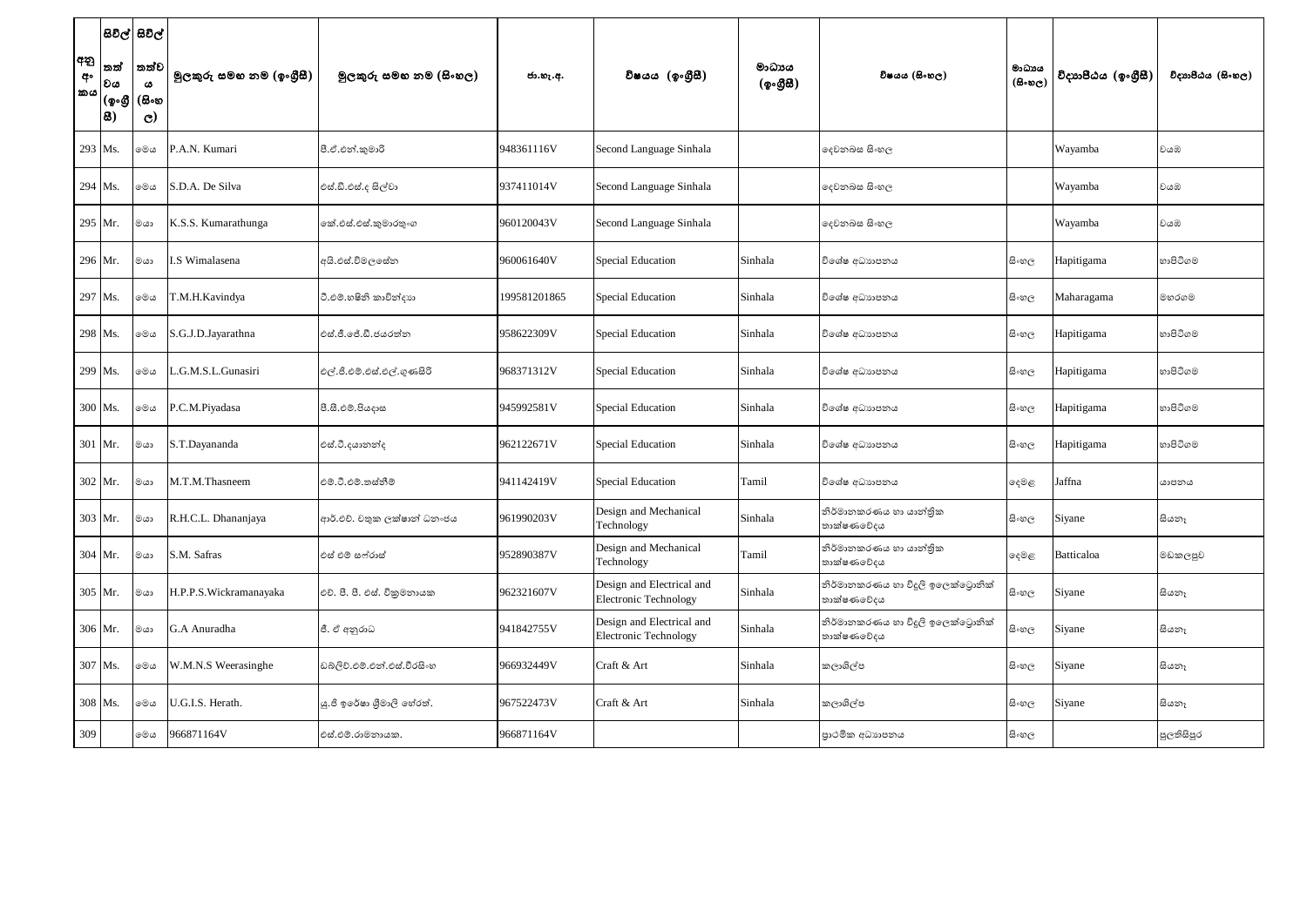| අනු අං කය | සිවිල් තත් වය (ඉංග්‍රී සි) | සිවිල් තත්ව ය (සිංහ ල) | මුලකුරු සමඟ නම (ඉංග්‍රීසි) | මුලකුරු සමඟ නම (සිංහල) | ජා.හැ.අ. | විෂයය (ඉංග්‍රීසි) | මාධ්‍යය (ඉංග්‍රීසි) | විෂයය (සිංහල) | මාධ්‍යය (සිංහල) | විද්‍යාපීඨය (ඉංග්‍රීසි) | විද්‍යාපීඨය (සිංහල) |
|---|---|---|---|---|---|---|---|---|---|---|---|
| 293 | Ms. | මෙය | P.A.N. Kumari | පී.ඒ.එන්.කුමාරි | 948361116V | Second Language Sinhala | | දෙවනබස සිංහල | | Wayamba | වයඹ |
| 294 | Ms. | මෙය | S.D.A. De Silva | එස්.ඩී.එස්.ද සිල්වා | 937411014V | Second Language Sinhala | | දෙවනබස සිංහල | | Wayamba | වයඹ |
| 295 | Mr. | මයා | K.S.S. Kumarathunga | කේ.එස්.එස්.කුමාරතුංග | 960120043V | Second Language Sinhala | | දෙවනබස සිංහල | | Wayamba | වයඹ |
| 296 | Mr. | මයා | I.S Wimalasena | අයි.එස්.විමලසේන | 960061640V | Special Education | Sinhala | විශේෂ අධ්‍යාපනය | සිංහල | Hapitigama | හාපිටිගම |
| 297 | Ms. | මෙය | T.M.H.Kavindya | ටී.එම්.හෂිනි කාවින්දයා | 199581201865 | Special Education | Sinhala | විශේෂ අධ්‍යාපනය | සිංහල | Maharagama | මහරගම |
| 298 | Ms. | මෙය | S.G.J.D.Jayarathna | එස්.ජී.ජේ.ඩී.ජයරත්න | 958622309V | Special Education | Sinhala | විශේෂ අධ්‍යාපනය | සිංහල | Hapitigama | හාපිටිගම |
| 299 | Ms. | මෙය | L.G.M.S.L.Gunasiri | එල්.ජී.එම්.එස්.එල්.ගුණසිරි | 968371312V | Special Education | Sinhala | විශේෂ අධ්‍යාපනය | සිංහල | Hapitigama | හාපිටිගම |
| 300 | Ms. | මෙය | P.C.M.Piyadasa | පී.සී.එම්.පියදාස | 945992581V | Special Education | Sinhala | විශේෂ අධ්‍යාපනය | සිංහල | Hapitigama | හාපිටිගම |
| 301 | Mr. | මයා | S.T.Dayananda | එස්.ටී.දයානන්ද | 962122671V | Special Education | Sinhala | විශේෂ අධ්‍යාපනය | සිංහල | Hapitigama | හාපිටිගම |
| 302 | Mr. | මයා | M.T.M.Thasneem | එම්.ටී.එම්.තස්නීම් | 941142419V | Special Education | Tamil | විශේෂ අධ්‍යාපනය | දෙමළ | Jaffna | යාපනය |
| 303 | Mr. | මයා | R.H.C.L. Dhananjaya | ආර්.එච්. චතුක ලක්ෂාන් ධනංජය | 961990203V | Design and Mechanical Technology | Sinhala | නිර්මාණකරණය හා යාන්ත්‍රික තාක්ෂණවේදය | සිංහල | Siyane | සියනෑ |
| 304 | Mr. | මයා | S.M. Safras | එස් එම් සෆ්රාස් | 952890387V | Design and Mechanical Technology | Tamil | නිර්මාණකරණය හා යාන්ත්‍රික තාක්ෂණවේදය | දෙමළ | Batticaloa | මඩකලපුව |
| 305 | Mr. | මයා | H.P.P.S.Wickramanayaka | එච්. පී. පී. එස්. වික්‍රමනායක | 962321607V | Design and Electrical and Electronic Technology | Sinhala | නිර්මාණකරණය හා විදුලි ඉලෙක්ට්‍රොනික් තාක්ෂණවේදය | සිංහල | Siyane | සියනෑ |
| 306 | Mr. | මයා | G.A Anuradha | ජී. ඒ අනුරාධ | 941842755V | Design and Electrical and Electronic Technology | Sinhala | නිර්මාණකරණය හා විදුලි ඉලෙක්ට්‍රොනික් තාක්ෂණවේදය | සිංහල | Siyane | සියනෑ |
| 307 | Ms. | මෙය | W.M.N.S Weerasinghe | ඩබ්ලිව්.එම්.එන්.එස්.වීරසිංහ | 966932449V | Craft & Art | Sinhala | කලාශිල්ප | සිංහල | Siyane | සියනෑ |
| 308 | Ms. | මෙය | U.G.I.S. Herath. | යූ.ජී ඉරේෂා ශ්‍රීමාලි හේරත්. | 967522473V | Craft & Art | Sinhala | කලාශිල්ප | සිංහල | Siyane | සියනෑ |
| 309 | | මෙය | 966871164V | එස්.එම්.රාමනායක. | 966871164V | | | ප්‍රාථමික අධ්‍යාපනය | සිංහල | | පුලතිසිපුර |